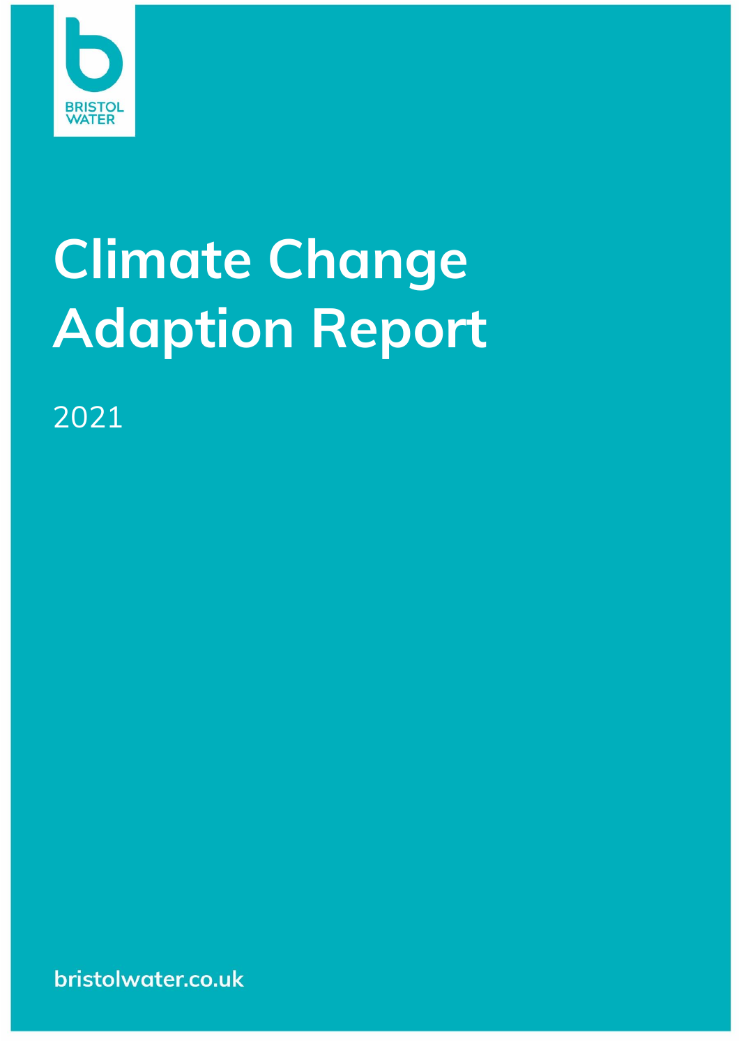BRISTOL WATER

# Climate Change Adaption Report

2021

bristolwater.co.uk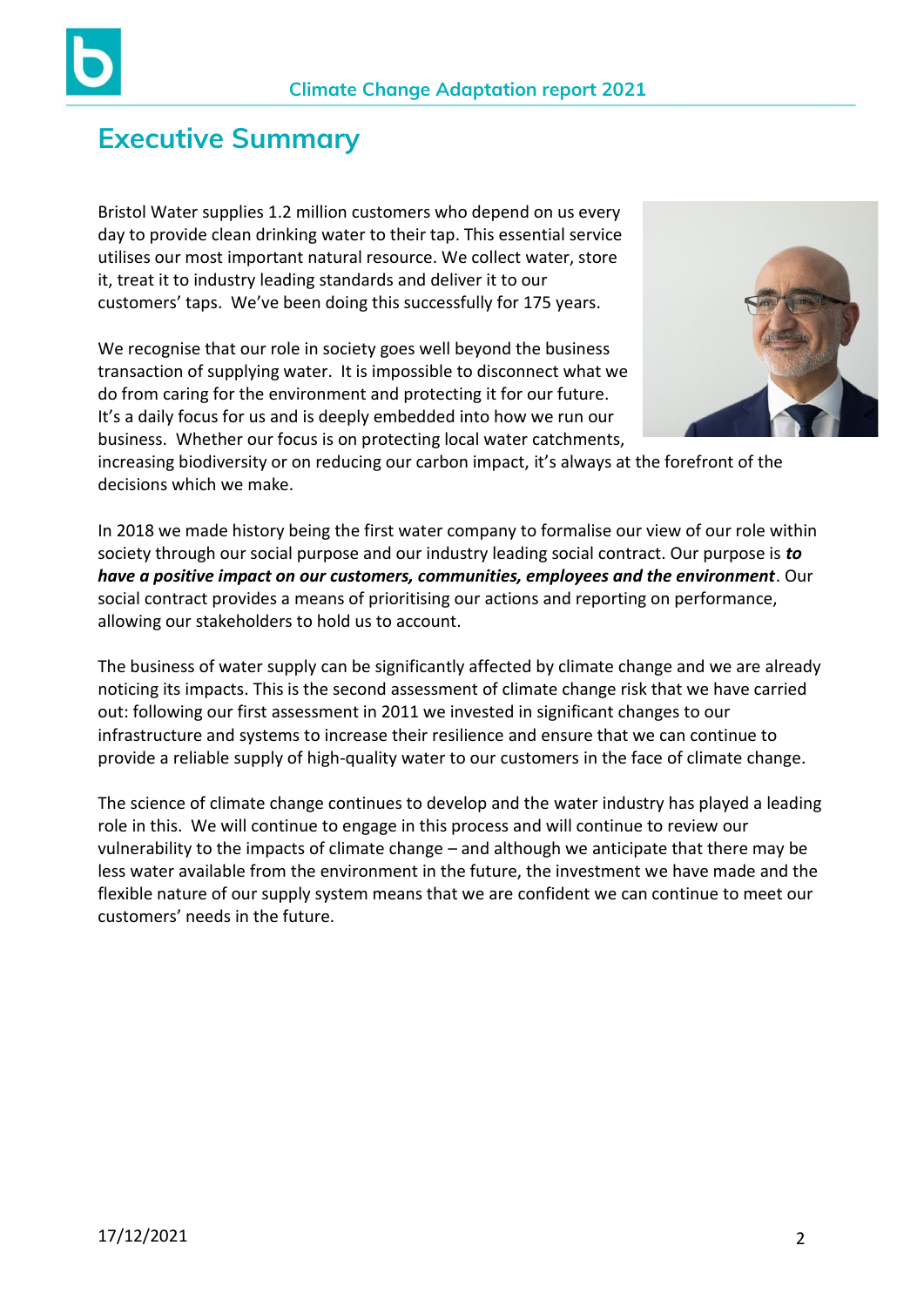# Executive Summary

Bristol Water supplies 1.2 million customers who depend on us every day to provide clean drinking water to their tap. This essential service utilises our most important natural resource. We collect water, store it, treat it to industry leading standards and deliver it to our customers' taps. We've been doing this successfully for 175 years.

We recognise that our role in society goes well beyond the business transaction of supplying water. It is impossible to disconnect what we do from caring for the environment and protecting it for our future. It's a daily focus for us and is deeply embedded into how we run our business. Whether our focus is on protecting local water catchments, increasing biodiversity or on reducing our carbon impact, it's always at the forefront of the decisions which we make.

In 2018 we made history being the first water company to formalise our view of our role within society through our social purpose and our industry leading social contract. Our purpose is ***to have a positive impact on our customers, communities, employees and the environment***. Our social contract provides a means of prioritising our actions and reporting on performance, allowing our stakeholders to hold us to account.

The business of water supply can be significantly affected by climate change and we are already noticing its impacts. This is the second assessment of climate change risk that we have carried out: following our first assessment in 2011 we invested in significant changes to our infrastructure and systems to increase their resilience and ensure that we can continue to provide a reliable supply of high-quality water to our customers in the face of climate change.

The science of climate change continues to develop and the water industry has played a leading role in this. We will continue to engage in this process and will continue to review our vulnerability to the impacts of climate change – and although we anticipate that there may be less water available from the environment in the future, the investment we have made and the flexible nature of our supply system means that we are confident we can continue to meet our customers' needs in the future.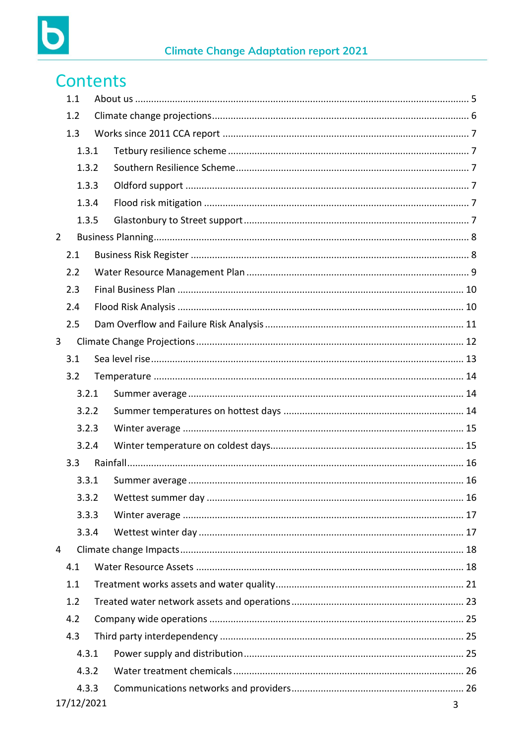# Contents

1.1 About us ........................................................................................................ 5

1.2 Climate change projections ........................................................................... 6

1.3 Works since 2011 CCA report ....................................................................... 7

1.3.1 Tetbury resilience scheme ...................................................................... 7

1.3.2 Southern Resilience Scheme .................................................................. 7

1.3.3 Oldford support ...................................................................................... 7

1.3.4 Flood risk mitigation ............................................................................... 7

1.3.5 Glastonbury to Street support ................................................................. 7

2 Business Planning .............................................................................................. 8

2.1 Business Risk Register ................................................................................... 8

2.2 Water Resource Management Plan ................................................................ 9

2.3 Final Business Plan ....................................................................................... 10

2.4 Flood Risk Analysis ....................................................................................... 10

2.5 Dam Overflow and Failure Risk Analysis ....................................................... 11

3 Climate Change Projections ............................................................................... 12

3.1 Sea level rise ................................................................................................. 13

3.2 Temperature ................................................................................................. 14

3.2.1 Summer average .................................................................................... 14

3.2.2 Summer temperatures on hottest days .................................................. 14

3.2.3 Winter average ........................................................................................ 15

3.2.4 Winter temperature on coldest days ...................................................... 15

3.3 Rainfall .......................................................................................................... 16

3.3.1 Summer average .................................................................................... 16

3.3.2 Wettest summer day .............................................................................. 16

3.3.3 Winter average ........................................................................................ 17

3.3.4 Wettest winter day ................................................................................. 17

4 Climate change Impacts ..................................................................................... 18

4.1 Water Resource Assets ................................................................................. 18

1.1 Treatment works assets and water quality ................................................... 21

1.2 Treated water network assets and operations .............................................. 23

4.2 Company wide operations ............................................................................. 25

4.3 Third party interdependency ......................................................................... 25

4.3.1 Power supply and distribution ................................................................ 25

4.3.2 Water treatment chemicals .................................................................... 26

4.3.3 Communications networks and providers .............................................. 26

17/12/2021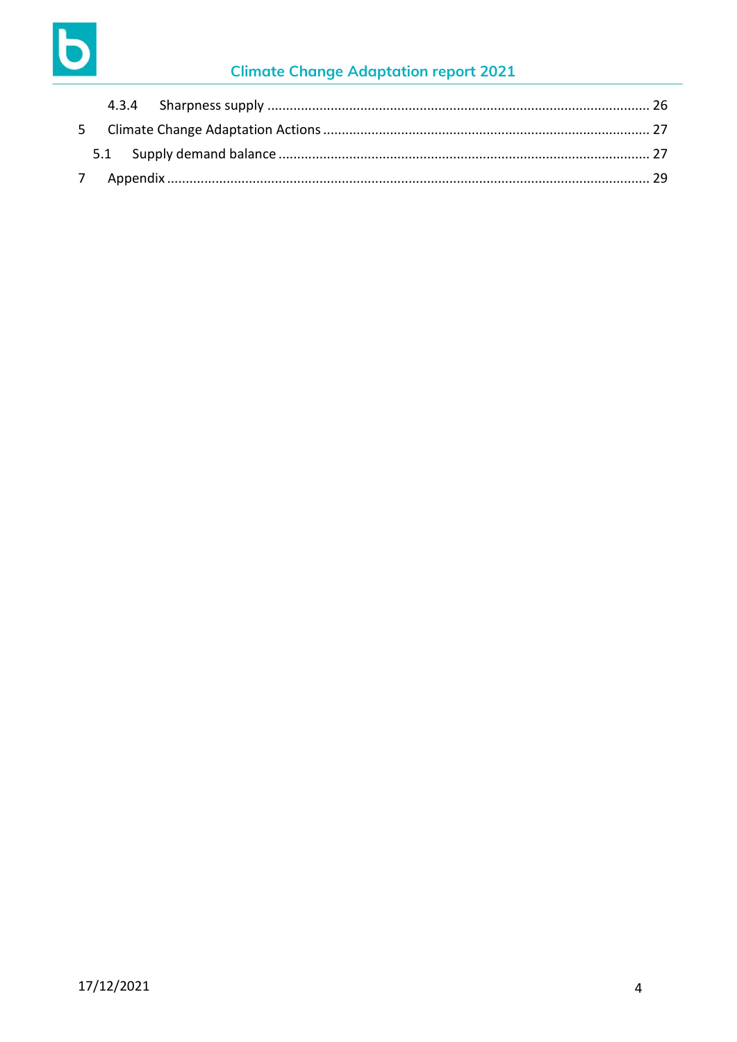4.3.4 Sharpness supply ........................................................................................................ 26

5 Climate Change Adaptation Actions ........................................................................................ 27

5.1 Supply demand balance ...................................................................................................... 27

7 Appendix ................................................................................................................................ 29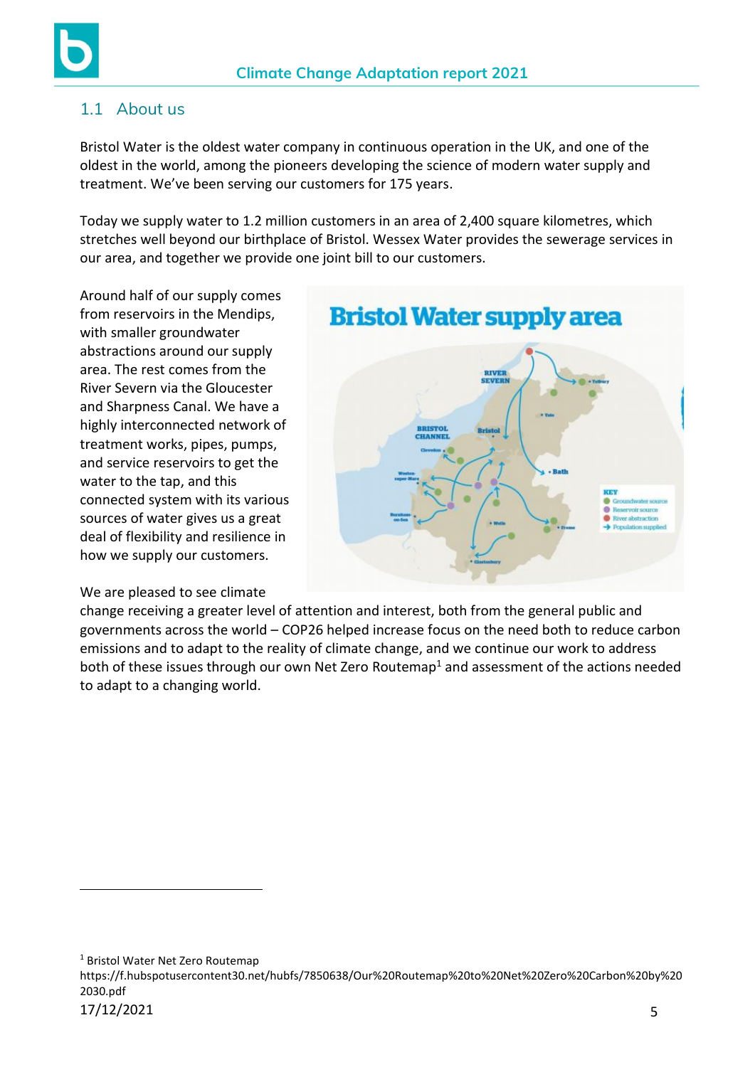## 1.1 About us

Bristol Water is the oldest water company in continuous operation in the UK, and one of the oldest in the world, among the pioneers developing the science of modern water supply and treatment. We've been serving our customers for 175 years.

Today we supply water to 1.2 million customers in an area of 2,400 square kilometres, which stretches well beyond our birthplace of Bristol. Wessex Water provides the sewerage services in our area, and together we provide one joint bill to our customers.

Around half of our supply comes from reservoirs in the Mendips, with smaller groundwater abstractions around our supply area. The rest comes from the River Severn via the Gloucester and Sharpness Canal. We have a highly interconnected network of treatment works, pipes, pumps, and service reservoirs to get the water to the tap, and this connected system with its various sources of water gives us a great deal of flexibility and resilience in how we supply our customers.

We are pleased to see climate change receiving a greater level of attention and interest, both from the general public and governments across the world – COP26 helped increase focus on the need both to reduce carbon emissions and to adapt to the reality of climate change, and we continue our work to address both of these issues through our own Net Zero Routemap[1] and assessment of the actions needed to adapt to a changing world.

[1] Bristol Water Net Zero Routemap https://f.hubspotusercontent30.net/hubfs/7850638/Our%20Routemap%20to%20Net%20Zero%20Carbon%20by%202030.pdf

17/12/2021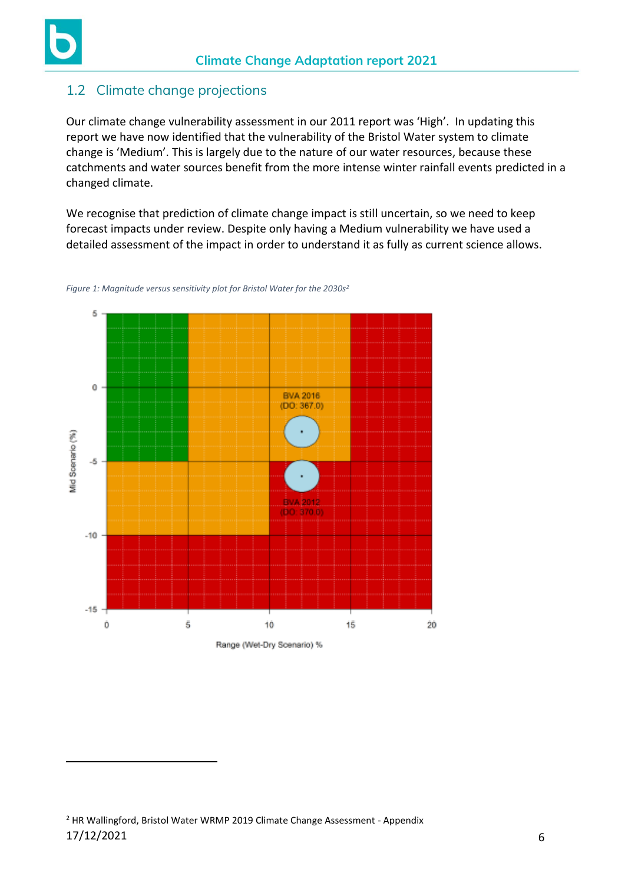## 1.2 Climate change projections

Our climate change vulnerability assessment in our 2011 report was 'High'. In updating this report we have now identified that the vulnerability of the Bristol Water system to climate change is 'Medium'. This is largely due to the nature of our water resources, because these catchments and water sources benefit from the more intense winter rainfall events predicted in a changed climate.

We recognise that prediction of climate change impact is still uncertain, so we need to keep forecast impacts under review. Despite only having a Medium vulnerability we have used a detailed assessment of the impact in order to understand it as fully as current science allows.

*Figure 1: Magnitude versus sensitivity plot for Bristol Water for the 2030s*[2]

---

[2] HR Wallingford, Bristol Water WRMP 2019 Climate Change Assessment - Appendix

17/12/2021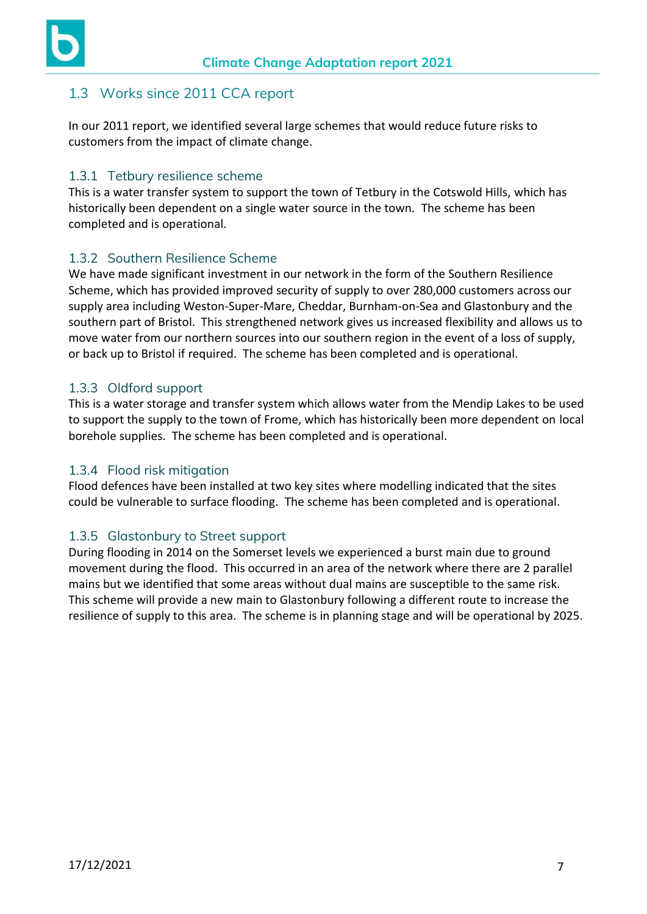## 1.3 Works since 2011 CCA report

In our 2011 report, we identified several large schemes that would reduce future risks to customers from the impact of climate change.

### 1.3.1 Tetbury resilience scheme

This is a water transfer system to support the town of Tetbury in the Cotswold Hills, which has historically been dependent on a single water source in the town. The scheme has been completed and is operational.

### 1.3.2 Southern Resilience Scheme

We have made significant investment in our network in the form of the Southern Resilience Scheme, which has provided improved security of supply to over 280,000 customers across our supply area including Weston-Super-Mare, Cheddar, Burnham-on-Sea and Glastonbury and the southern part of Bristol. This strengthened network gives us increased flexibility and allows us to move water from our northern sources into our southern region in the event of a loss of supply, or back up to Bristol if required. The scheme has been completed and is operational.

### 1.3.3 Oldford support

This is a water storage and transfer system which allows water from the Mendip Lakes to be used to support the supply to the town of Frome, which has historically been more dependent on local borehole supplies. The scheme has been completed and is operational.

### 1.3.4 Flood risk mitigation

Flood defences have been installed at two key sites where modelling indicated that the sites could be vulnerable to surface flooding. The scheme has been completed and is operational.

### 1.3.5 Glastonbury to Street support

During flooding in 2014 on the Somerset levels we experienced a burst main due to ground movement during the flood. This occurred in an area of the network where there are 2 parallel mains but we identified that some areas without dual mains are susceptible to the same risk. This scheme will provide a new main to Glastonbury following a different route to increase the resilience of supply to this area. The scheme is in planning stage and will be operational by 2025.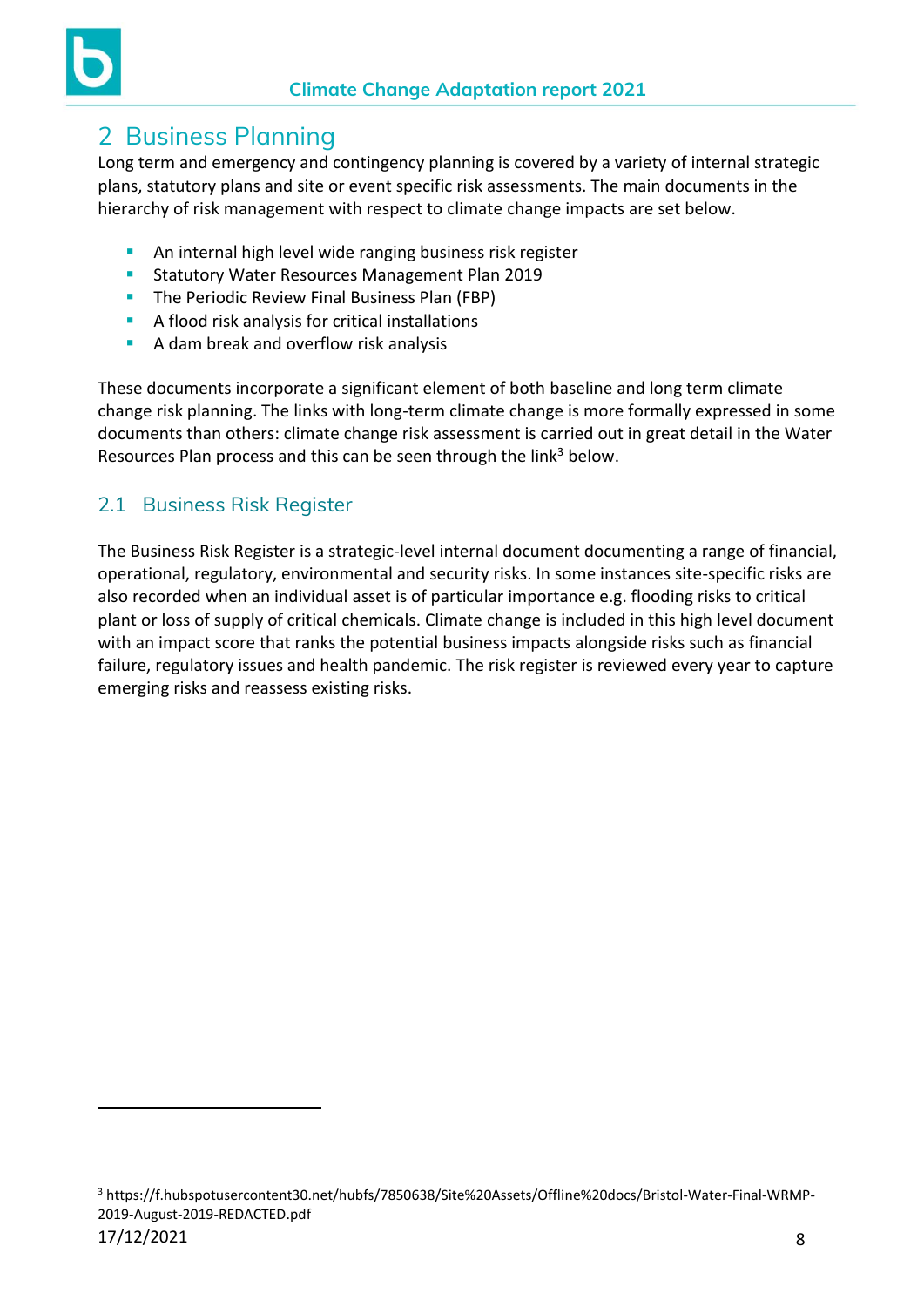# 2 Business Planning

Long term and emergency and contingency planning is covered by a variety of internal strategic plans, statutory plans and site or event specific risk assessments. The main documents in the hierarchy of risk management with respect to climate change impacts are set below.

- An internal high level wide ranging business risk register
- Statutory Water Resources Management Plan 2019
- The Periodic Review Final Business Plan (FBP)
- A flood risk analysis for critical installations
- A dam break and overflow risk analysis

These documents incorporate a significant element of both baseline and long term climate change risk planning. The links with long-term climate change is more formally expressed in some documents than others: climate change risk assessment is carried out in great detail in the Water Resources Plan process and this can be seen through the link[3] below.

## 2.1 Business Risk Register

The Business Risk Register is a strategic-level internal document documenting a range of financial, operational, regulatory, environmental and security risks. In some instances site-specific risks are also recorded when an individual asset is of particular importance e.g. flooding risks to critical plant or loss of supply of critical chemicals. Climate change is included in this high level document with an impact score that ranks the potential business impacts alongside risks such as financial failure, regulatory issues and health pandemic. The risk register is reviewed every year to capture emerging risks and reassess existing risks.

---

[3] https://f.hubspotusercontent30.net/hubfs/7850638/Site%20Assets/Offline%20docs/Bristol-Water-Final-WRMP-2019-August-2019-REDACTED.pdf

17/12/2021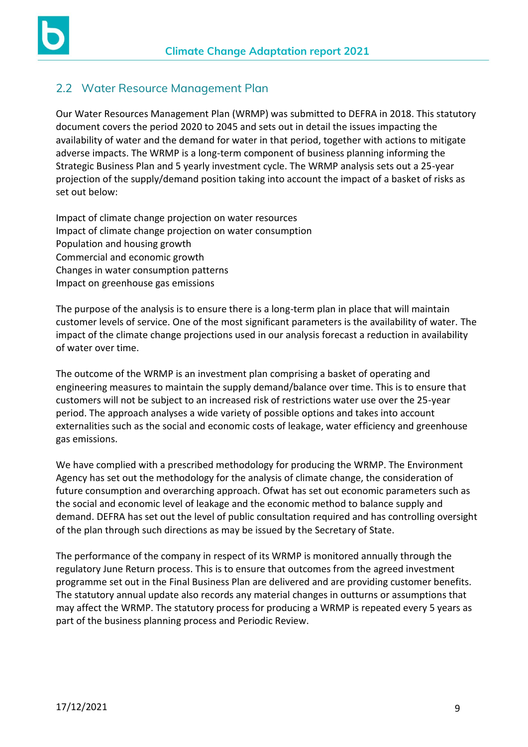## 2.2 Water Resource Management Plan

Our Water Resources Management Plan (WRMP) was submitted to DEFRA in 2018. This statutory document covers the period 2020 to 2045 and sets out in detail the issues impacting the availability of water and the demand for water in that period, together with actions to mitigate adverse impacts. The WRMP is a long-term component of business planning informing the Strategic Business Plan and 5 yearly investment cycle. The WRMP analysis sets out a 25-year projection of the supply/demand position taking into account the impact of a basket of risks as set out below:

Impact of climate change projection on water resources
Impact of climate change projection on water consumption
Population and housing growth
Commercial and economic growth
Changes in water consumption patterns
Impact on greenhouse gas emissions

The purpose of the analysis is to ensure there is a long-term plan in place that will maintain customer levels of service. One of the most significant parameters is the availability of water. The impact of the climate change projections used in our analysis forecast a reduction in availability of water over time.

The outcome of the WRMP is an investment plan comprising a basket of operating and engineering measures to maintain the supply demand/balance over time. This is to ensure that customers will not be subject to an increased risk of restrictions water use over the 25-year period. The approach analyses a wide variety of possible options and takes into account externalities such as the social and economic costs of leakage, water efficiency and greenhouse gas emissions.

We have complied with a prescribed methodology for producing the WRMP. The Environment Agency has set out the methodology for the analysis of climate change, the consideration of future consumption and overarching approach. Ofwat has set out economic parameters such as the social and economic level of leakage and the economic method to balance supply and demand. DEFRA has set out the level of public consultation required and has controlling oversight of the plan through such directions as may be issued by the Secretary of State.

The performance of the company in respect of its WRMP is monitored annually through the regulatory June Return process. This is to ensure that outcomes from the agreed investment programme set out in the Final Business Plan are delivered and are providing customer benefits. The statutory annual update also records any material changes in outturns or assumptions that may affect the WRMP. The statutory process for producing a WRMP is repeated every 5 years as part of the business planning process and Periodic Review.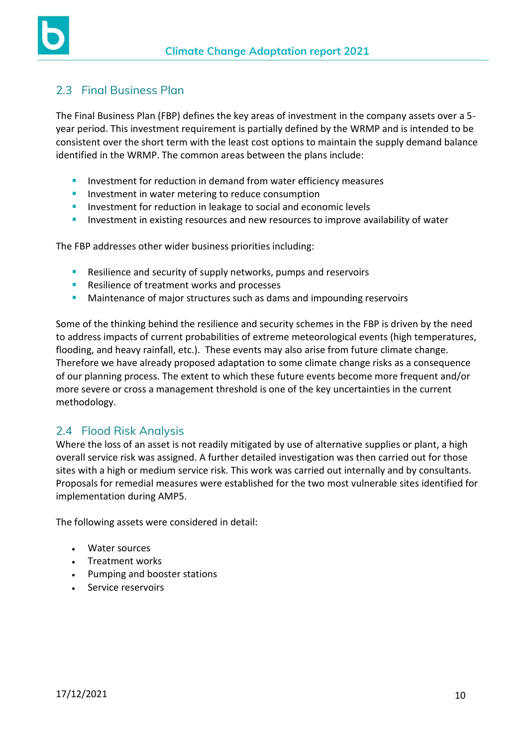## 2.3 Final Business Plan

The Final Business Plan (FBP) defines the key areas of investment in the company assets over a 5-year period. This investment requirement is partially defined by the WRMP and is intended to be consistent over the short term with the least cost options to maintain the supply demand balance identified in the WRMP. The common areas between the plans include:

- Investment for reduction in demand from water efficiency measures
- Investment in water metering to reduce consumption
- Investment for reduction in leakage to social and economic levels
- Investment in existing resources and new resources to improve availability of water

The FBP addresses other wider business priorities including:

- Resilience and security of supply networks, pumps and reservoirs
- Resilience of treatment works and processes
- Maintenance of major structures such as dams and impounding reservoirs

Some of the thinking behind the resilience and security schemes in the FBP is driven by the need to address impacts of current probabilities of extreme meteorological events (high temperatures, flooding, and heavy rainfall, etc.). These events may also arise from future climate change. Therefore we have already proposed adaptation to some climate change risks as a consequence of our planning process. The extent to which these future events become more frequent and/or more severe or cross a management threshold is one of the key uncertainties in the current methodology.

## 2.4 Flood Risk Analysis

Where the loss of an asset is not readily mitigated by use of alternative supplies or plant, a high overall service risk was assigned. A further detailed investigation was then carried out for those sites with a high or medium service risk. This work was carried out internally and by consultants. Proposals for remedial measures were established for the two most vulnerable sites identified for implementation during AMP5.

The following assets were considered in detail:

- Water sources
- Treatment works
- Pumping and booster stations
- Service reservoirs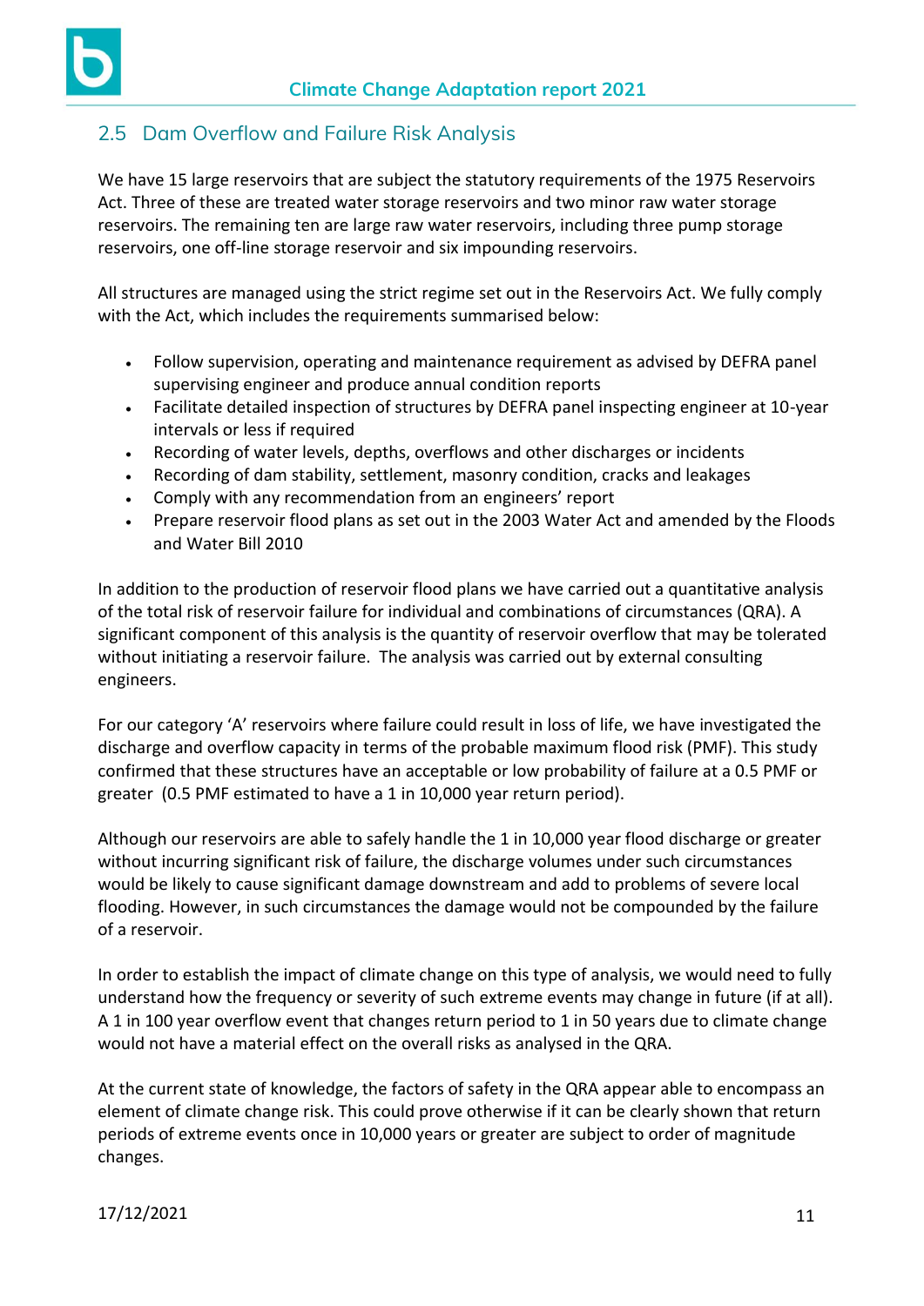## 2.5 Dam Overflow and Failure Risk Analysis

We have 15 large reservoirs that are subject the statutory requirements of the 1975 Reservoirs Act. Three of these are treated water storage reservoirs and two minor raw water storage reservoirs. The remaining ten are large raw water reservoirs, including three pump storage reservoirs, one off-line storage reservoir and six impounding reservoirs.

All structures are managed using the strict regime set out in the Reservoirs Act. We fully comply with the Act, which includes the requirements summarised below:

- Follow supervision, operating and maintenance requirement as advised by DEFRA panel supervising engineer and produce annual condition reports
- Facilitate detailed inspection of structures by DEFRA panel inspecting engineer at 10-year intervals or less if required
- Recording of water levels, depths, overflows and other discharges or incidents
- Recording of dam stability, settlement, masonry condition, cracks and leakages
- Comply with any recommendation from an engineers' report
- Prepare reservoir flood plans as set out in the 2003 Water Act and amended by the Floods and Water Bill 2010

In addition to the production of reservoir flood plans we have carried out a quantitative analysis of the total risk of reservoir failure for individual and combinations of circumstances (QRA). A significant component of this analysis is the quantity of reservoir overflow that may be tolerated without initiating a reservoir failure. The analysis was carried out by external consulting engineers.

For our category 'A' reservoirs where failure could result in loss of life, we have investigated the discharge and overflow capacity in terms of the probable maximum flood risk (PMF). This study confirmed that these structures have an acceptable or low probability of failure at a 0.5 PMF or greater (0.5 PMF estimated to have a 1 in 10,000 year return period).

Although our reservoirs are able to safely handle the 1 in 10,000 year flood discharge or greater without incurring significant risk of failure, the discharge volumes under such circumstances would be likely to cause significant damage downstream and add to problems of severe local flooding. However, in such circumstances the damage would not be compounded by the failure of a reservoir.

In order to establish the impact of climate change on this type of analysis, we would need to fully understand how the frequency or severity of such extreme events may change in future (if at all). A 1 in 100 year overflow event that changes return period to 1 in 50 years due to climate change would not have a material effect on the overall risks as analysed in the QRA.

At the current state of knowledge, the factors of safety in the QRA appear able to encompass an element of climate change risk. This could prove otherwise if it can be clearly shown that return periods of extreme events once in 10,000 years or greater are subject to order of magnitude changes.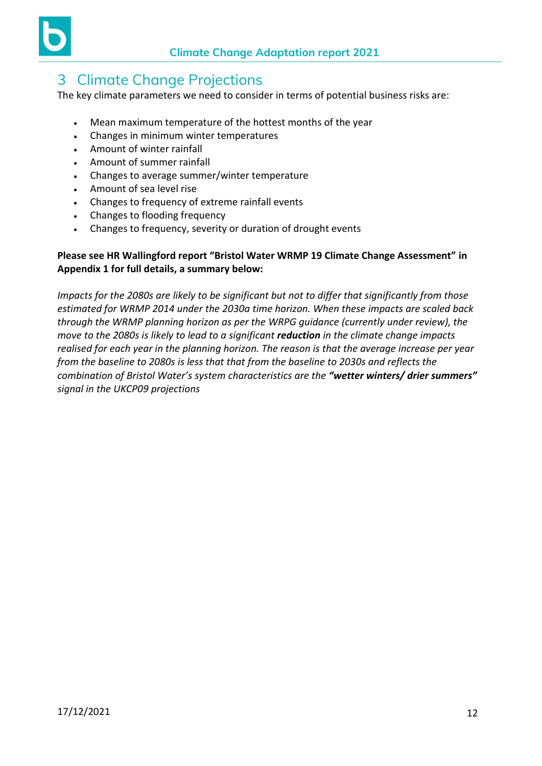# 3 Climate Change Projections

The key climate parameters we need to consider in terms of potential business risks are:

- Mean maximum temperature of the hottest months of the year
- Changes in minimum winter temperatures
- Amount of winter rainfall
- Amount of summer rainfall
- Changes to average summer/winter temperature
- Amount of sea level rise
- Changes to frequency of extreme rainfall events
- Changes to flooding frequency
- Changes to frequency, severity or duration of drought events

**Please see HR Wallingford report "Bristol Water WRMP 19 Climate Change Assessment" in Appendix 1 for full details, a summary below:**

*Impacts for the 2080s are likely to be significant but not to differ that significantly from those estimated for WRMP 2014 under the 2030a time horizon. When these impacts are scaled back through the WRMP planning horizon as per the WRPG guidance (currently under review), the move to the 2080s is likely to lead to a significant **reduction** in the climate change impacts realised for each year in the planning horizon. The reason is that the average increase per year from the baseline to 2080s is less that that from the baseline to 2030s and reflects the combination of Bristol Water's system characteristics are the **"wetter winters/ drier summers"** signal in the UKCP09 projections*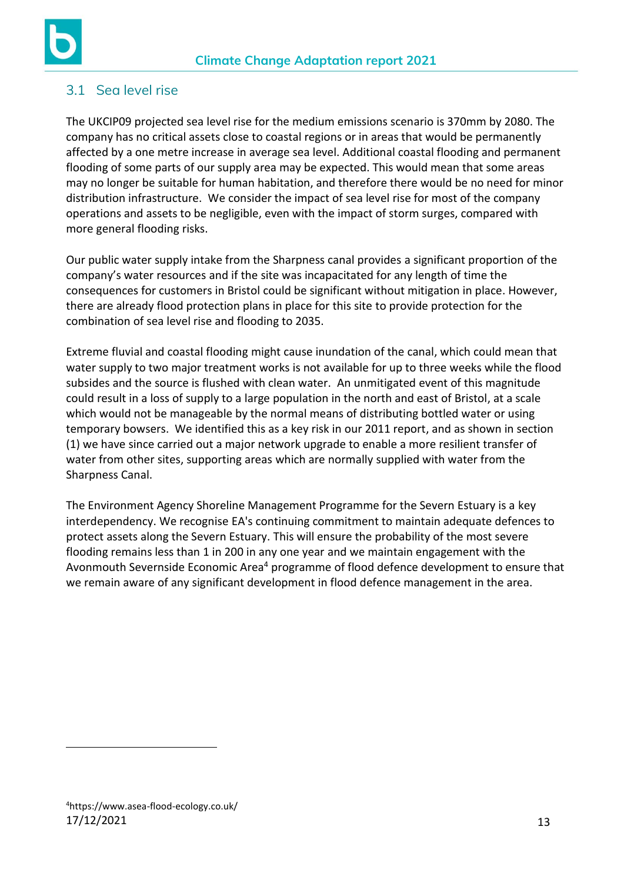## 3.1 Sea level rise

The UKCIP09 projected sea level rise for the medium emissions scenario is 370mm by 2080. The company has no critical assets close to coastal regions or in areas that would be permanently affected by a one metre increase in average sea level. Additional coastal flooding and permanent flooding of some parts of our supply area may be expected. This would mean that some areas may no longer be suitable for human habitation, and therefore there would be no need for minor distribution infrastructure. We consider the impact of sea level rise for most of the company operations and assets to be negligible, even with the impact of storm surges, compared with more general flooding risks.

Our public water supply intake from the Sharpness canal provides a significant proportion of the company's water resources and if the site was incapacitated for any length of time the consequences for customers in Bristol could be significant without mitigation in place. However, there are already flood protection plans in place for this site to provide protection for the combination of sea level rise and flooding to 2035.

Extreme fluvial and coastal flooding might cause inundation of the canal, which could mean that water supply to two major treatment works is not available for up to three weeks while the flood subsides and the source is flushed with clean water. An unmitigated event of this magnitude could result in a loss of supply to a large population in the north and east of Bristol, at a scale which would not be manageable by the normal means of distributing bottled water or using temporary bowsers. We identified this as a key risk in our 2011 report, and as shown in section (1) we have since carried out a major network upgrade to enable a more resilient transfer of water from other sites, supporting areas which are normally supplied with water from the Sharpness Canal.

The Environment Agency Shoreline Management Programme for the Severn Estuary is a key interdependency. We recognise EA's continuing commitment to maintain adequate defences to protect assets along the Severn Estuary. This will ensure the probability of the most severe flooding remains less than 1 in 200 in any one year and we maintain engagement with the Avonmouth Severnside Economic Area[4] programme of flood defence development to ensure that we remain aware of any significant development in flood defence management in the area.

[4] https://www.asea-flood-ecology.co.uk/

17/12/2021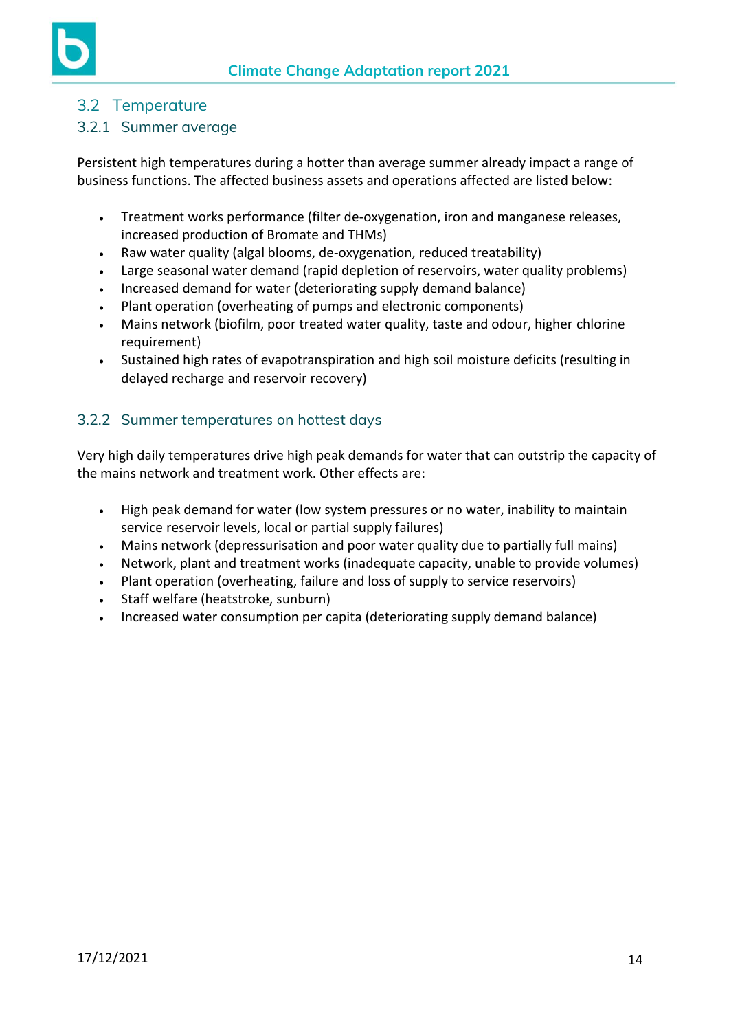## 3.2 Temperature

### 3.2.1 Summer average

Persistent high temperatures during a hotter than average summer already impact a range of business functions. The affected business assets and operations affected are listed below:

- Treatment works performance (filter de-oxygenation, iron and manganese releases, increased production of Bromate and THMs)
- Raw water quality (algal blooms, de-oxygenation, reduced treatability)
- Large seasonal water demand (rapid depletion of reservoirs, water quality problems)
- Increased demand for water (deteriorating supply demand balance)
- Plant operation (overheating of pumps and electronic components)
- Mains network (biofilm, poor treated water quality, taste and odour, higher chlorine requirement)
- Sustained high rates of evapotranspiration and high soil moisture deficits (resulting in delayed recharge and reservoir recovery)

### 3.2.2 Summer temperatures on hottest days

Very high daily temperatures drive high peak demands for water that can outstrip the capacity of the mains network and treatment work. Other effects are:

- High peak demand for water (low system pressures or no water, inability to maintain service reservoir levels, local or partial supply failures)
- Mains network (depressurisation and poor water quality due to partially full mains)
- Network, plant and treatment works (inadequate capacity, unable to provide volumes)
- Plant operation (overheating, failure and loss of supply to service reservoirs)
- Staff welfare (heatstroke, sunburn)
- Increased water consumption per capita (deteriorating supply demand balance)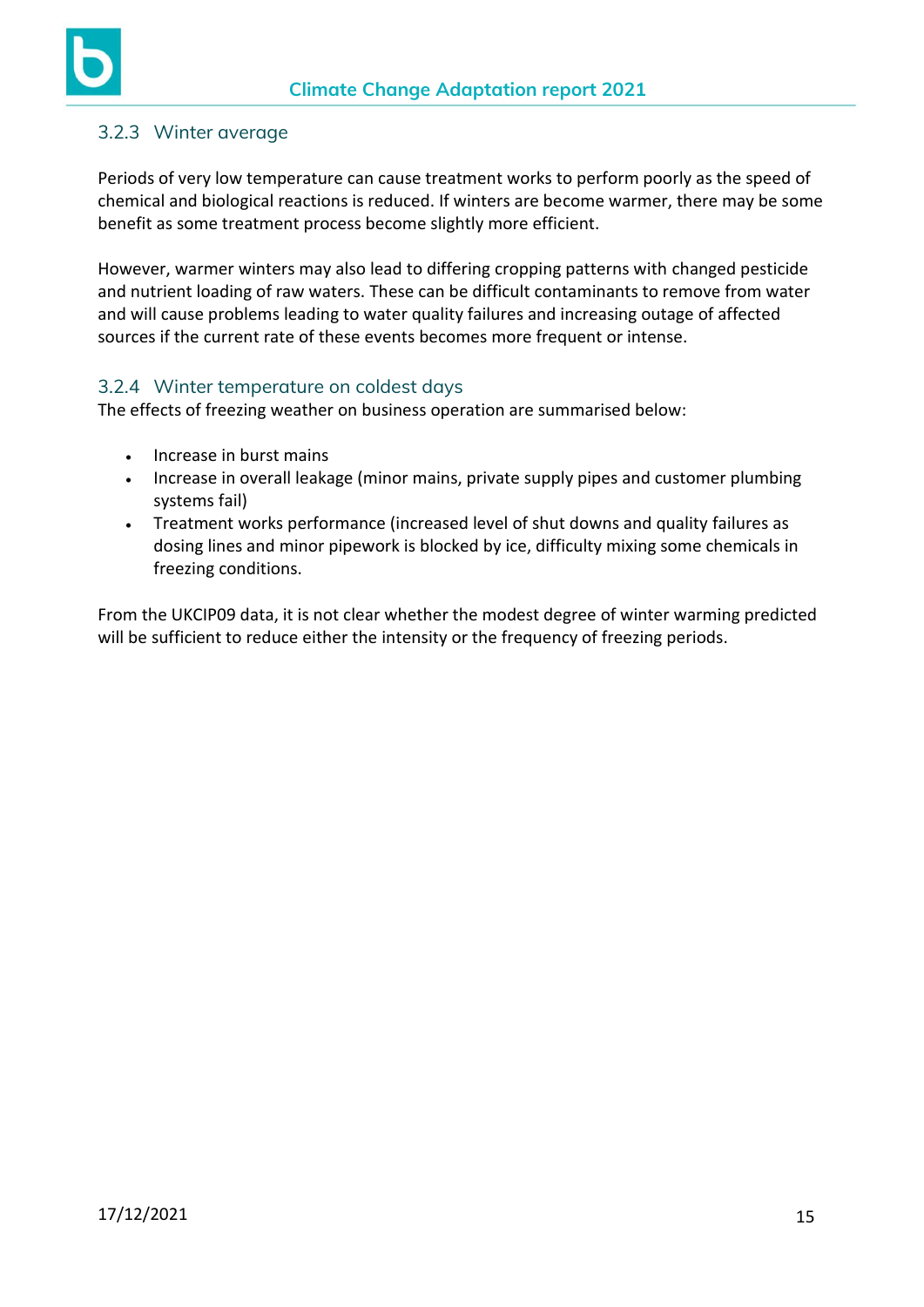### 3.2.3 Winter average

Periods of very low temperature can cause treatment works to perform poorly as the speed of chemical and biological reactions is reduced. If winters are become warmer, there may be some benefit as some treatment process become slightly more efficient.

However, warmer winters may also lead to differing cropping patterns with changed pesticide and nutrient loading of raw waters. These can be difficult contaminants to remove from water and will cause problems leading to water quality failures and increasing outage of affected sources if the current rate of these events becomes more frequent or intense.

### 3.2.4 Winter temperature on coldest days

The effects of freezing weather on business operation are summarised below:

- Increase in burst mains
- Increase in overall leakage (minor mains, private supply pipes and customer plumbing systems fail)
- Treatment works performance (increased level of shut downs and quality failures as dosing lines and minor pipework is blocked by ice, difficulty mixing some chemicals in freezing conditions.

From the UKCIP09 data, it is not clear whether the modest degree of winter warming predicted will be sufficient to reduce either the intensity or the frequency of freezing periods.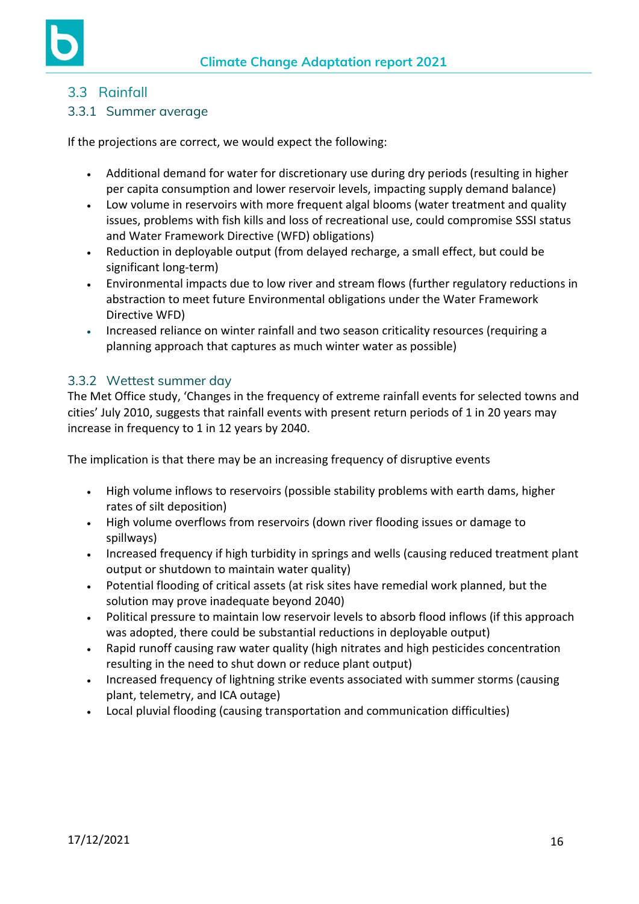## 3.3 Rainfall

### 3.3.1 Summer average

If the projections are correct, we would expect the following:

- Additional demand for water for discretionary use during dry periods (resulting in higher per capita consumption and lower reservoir levels, impacting supply demand balance)
- Low volume in reservoirs with more frequent algal blooms (water treatment and quality issues, problems with fish kills and loss of recreational use, could compromise SSSI status and Water Framework Directive (WFD) obligations)
- Reduction in deployable output (from delayed recharge, a small effect, but could be significant long-term)
- Environmental impacts due to low river and stream flows (further regulatory reductions in abstraction to meet future Environmental obligations under the Water Framework Directive WFD)
- Increased reliance on winter rainfall and two season criticality resources (requiring a planning approach that captures as much winter water as possible)

### 3.3.2 Wettest summer day

The Met Office study, 'Changes in the frequency of extreme rainfall events for selected towns and cities' July 2010, suggests that rainfall events with present return periods of 1 in 20 years may increase in frequency to 1 in 12 years by 2040.

The implication is that there may be an increasing frequency of disruptive events

- High volume inflows to reservoirs (possible stability problems with earth dams, higher rates of silt deposition)
- High volume overflows from reservoirs (down river flooding issues or damage to spillways)
- Increased frequency if high turbidity in springs and wells (causing reduced treatment plant output or shutdown to maintain water quality)
- Potential flooding of critical assets (at risk sites have remedial work planned, but the solution may prove inadequate beyond 2040)
- Political pressure to maintain low reservoir levels to absorb flood inflows (if this approach was adopted, there could be substantial reductions in deployable output)
- Rapid runoff causing raw water quality (high nitrates and high pesticides concentration resulting in the need to shut down or reduce plant output)
- Increased frequency of lightning strike events associated with summer storms (causing plant, telemetry, and ICA outage)
- Local pluvial flooding (causing transportation and communication difficulties)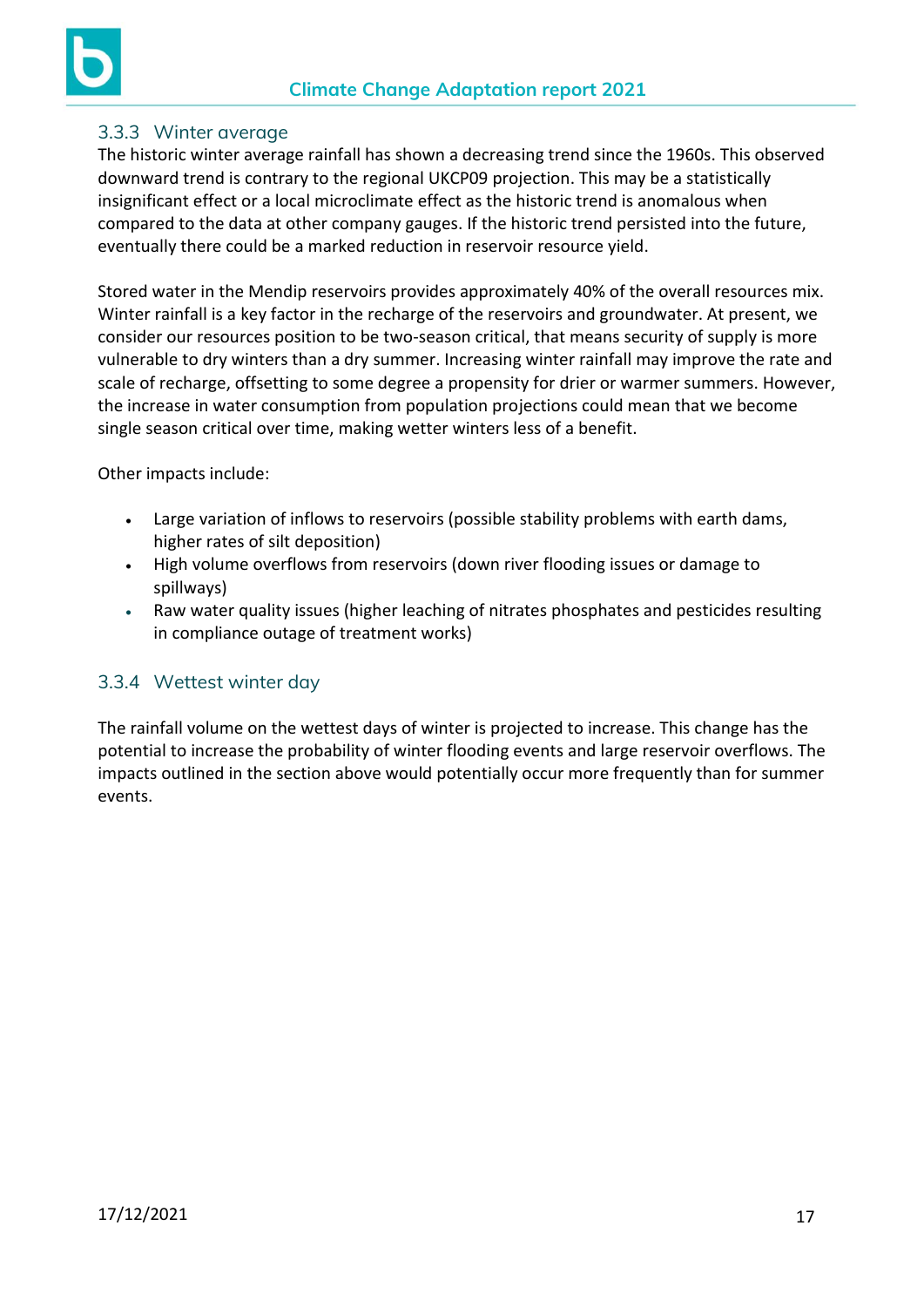### 3.3.3 Winter average

The historic winter average rainfall has shown a decreasing trend since the 1960s. This observed downward trend is contrary to the regional UKCP09 projection. This may be a statistically insignificant effect or a local microclimate effect as the historic trend is anomalous when compared to the data at other company gauges. If the historic trend persisted into the future, eventually there could be a marked reduction in reservoir resource yield.

Stored water in the Mendip reservoirs provides approximately 40% of the overall resources mix. Winter rainfall is a key factor in the recharge of the reservoirs and groundwater. At present, we consider our resources position to be two-season critical, that means security of supply is more vulnerable to dry winters than a dry summer. Increasing winter rainfall may improve the rate and scale of recharge, offsetting to some degree a propensity for drier or warmer summers. However, the increase in water consumption from population projections could mean that we become single season critical over time, making wetter winters less of a benefit.

Other impacts include:

- Large variation of inflows to reservoirs (possible stability problems with earth dams, higher rates of silt deposition)
- High volume overflows from reservoirs (down river flooding issues or damage to spillways)
- Raw water quality issues (higher leaching of nitrates phosphates and pesticides resulting in compliance outage of treatment works)

### 3.3.4 Wettest winter day

The rainfall volume on the wettest days of winter is projected to increase. This change has the potential to increase the probability of winter flooding events and large reservoir overflows. The impacts outlined in the section above would potentially occur more frequently than for summer events.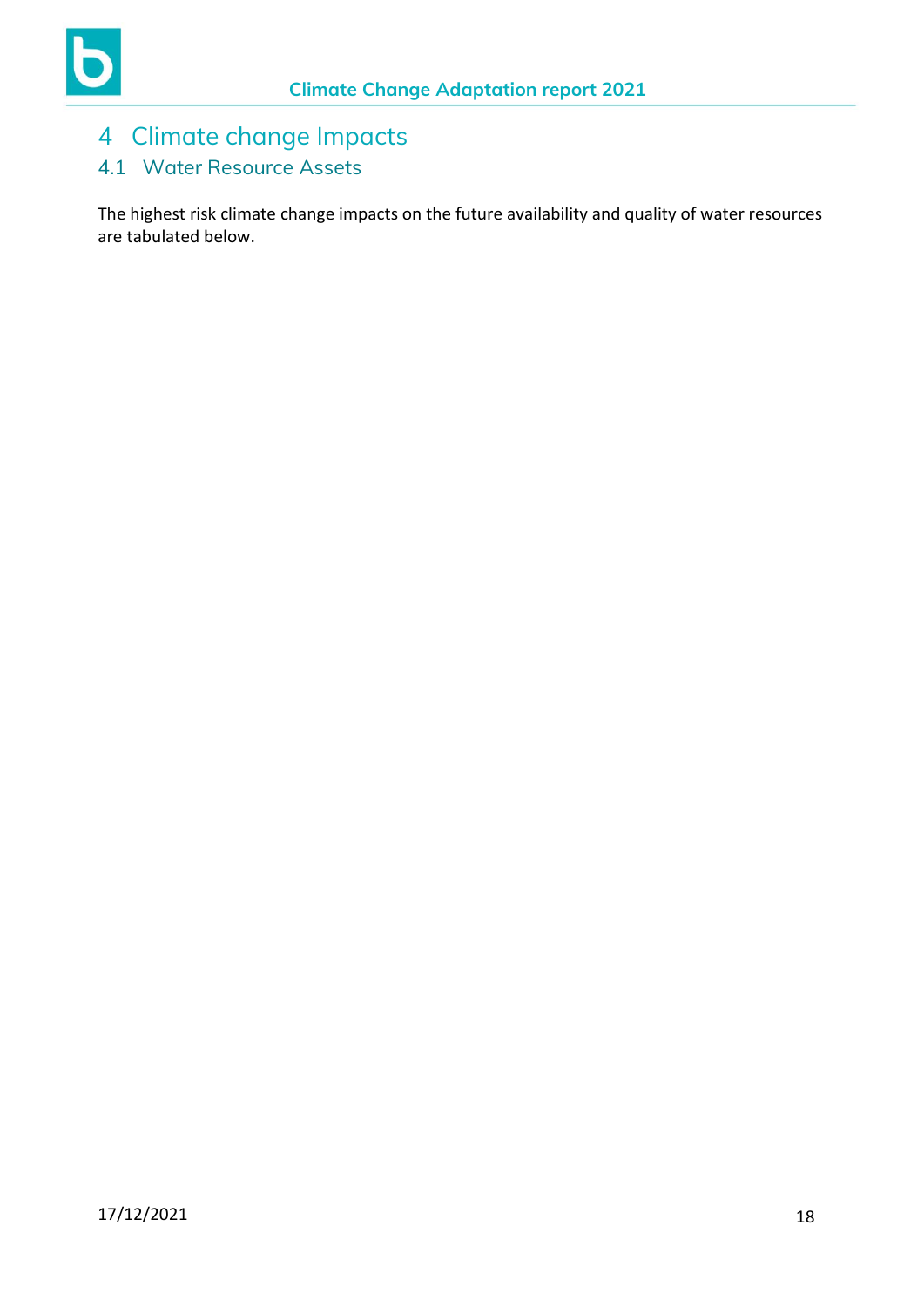# 4 Climate change Impacts

## 4.1 Water Resource Assets

The highest risk climate change impacts on the future availability and quality of water resources are tabulated below.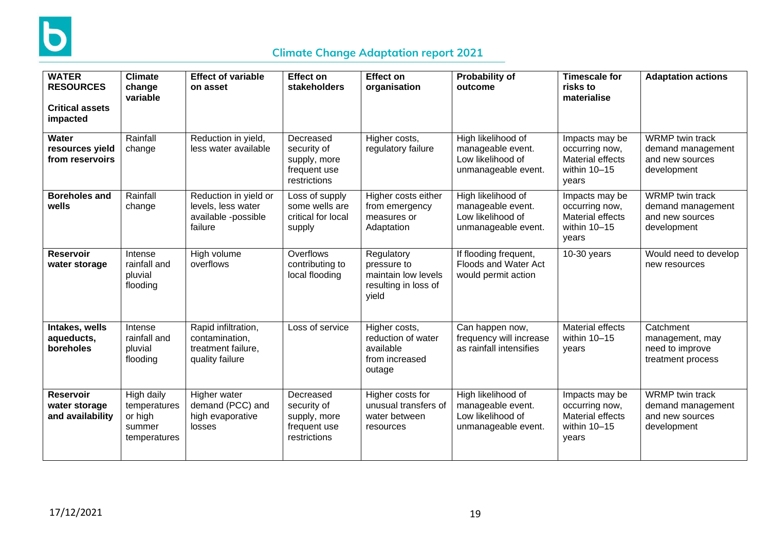| **WATER RESOURCES** **Critical assets impacted** | **Climate change variable** | **Effect of variable on asset** | **Effect on stakeholders** | **Effect on organisation** | **Probability of outcome** | **Timescale for risks to materialise** | **Adaptation actions** |
|---|---|---|---|---|---|---|---|
| **Water resources yield from reservoirs** | Rainfall change | Reduction in yield, less water available | Decreased security of supply, more frequent use restrictions | Higher costs, regulatory failure | High likelihood of manageable event. Low likelihood of unmanageable event. | Impacts may be occurring now, Material effects within 10–15 years | WRMP twin track demand management and new sources development |
| **Boreholes and wells** | Rainfall change | Reduction in yield or levels, less water available -possible failure | Loss of supply some wells are critical for local supply | Higher costs either from emergency measures or Adaptation | High likelihood of manageable event. Low likelihood of unmanageable event. | Impacts may be occurring now, Material effects within 10–15 years | WRMP twin track demand management and new sources development |
| **Reservoir water storage** | Intense rainfall and pluvial flooding | High volume overflows | Overflows contributing to local flooding | Regulatory pressure to maintain low levels resulting in loss of yield | If flooding frequent, Floods and Water Act would permit action | 10-30 years | Would need to develop new resources |
| **Intakes, wells aqueducts, boreholes** | Intense rainfall and pluvial flooding | Rapid infiltration, contamination, treatment failure, quality failure | Loss of service | Higher costs, reduction of water available from increased outage | Can happen now, frequency will increase as rainfall intensifies | Material effects within 10–15 years | Catchment management, may need to improve treatment process |
| **Reservoir water storage and availability** | High daily temperatures or high summer temperatures | Higher water demand (PCC) and high evaporative losses | Decreased security of supply, more frequent use restrictions | Higher costs for unusual transfers of water between resources | High likelihood of manageable event. Low likelihood of unmanageable event. | Impacts may be occurring now, Material effects within 10–15 years | WRMP twin track demand management and new sources development |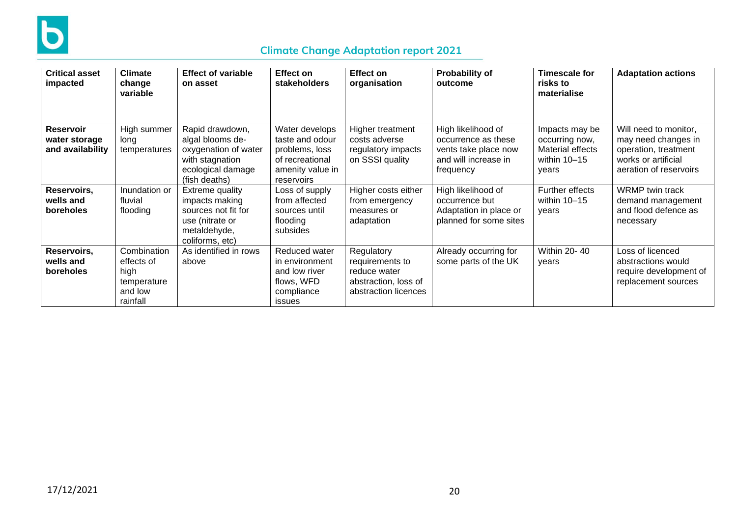| Critical asset impacted | Climate change variable | Effect of variable on asset | Effect on stakeholders | Effect on organisation | Probability of outcome | Timescale for risks to materialise | Adaptation actions |
|---|---|---|---|---|---|---|---|
| **Reservoir water storage and availability** | High summer long temperatures | Rapid drawdown, algal blooms de-oxygenation of water with stagnation ecological damage (fish deaths) | Water develops taste and odour problems, loss of recreational amenity value in reservoirs | Higher treatment costs adverse regulatory impacts on SSSI quality | High likelihood of occurrence as these vents take place now and will increase in frequency | Impacts may be occurring now, Material effects within 10–15 years | Will need to monitor, may need changes in operation, treatment works or artificial aeration of reservoirs |
| **Reservoirs, wells and boreholes** | Inundation or fluvial flooding | Extreme quality impacts making sources not fit for use (nitrate or metaldehyde, coliforms, etc) | Loss of supply from affected sources until flooding subsides | Higher costs either from emergency measures or adaptation | High likelihood of occurrence but Adaptation in place or planned for some sites | Further effects within 10–15 years | WRMP twin track demand management and flood defence as necessary |
| **Reservoirs, wells and boreholes** | Combination effects of high temperature and low rainfall | As identified in rows above | Reduced water in environment and low river flows, WFD compliance issues | Regulatory requirements to reduce water abstraction, loss of abstraction licences | Already occurring for some parts of the UK | Within 20- 40 years | Loss of licenced abstractions would require development of replacement sources |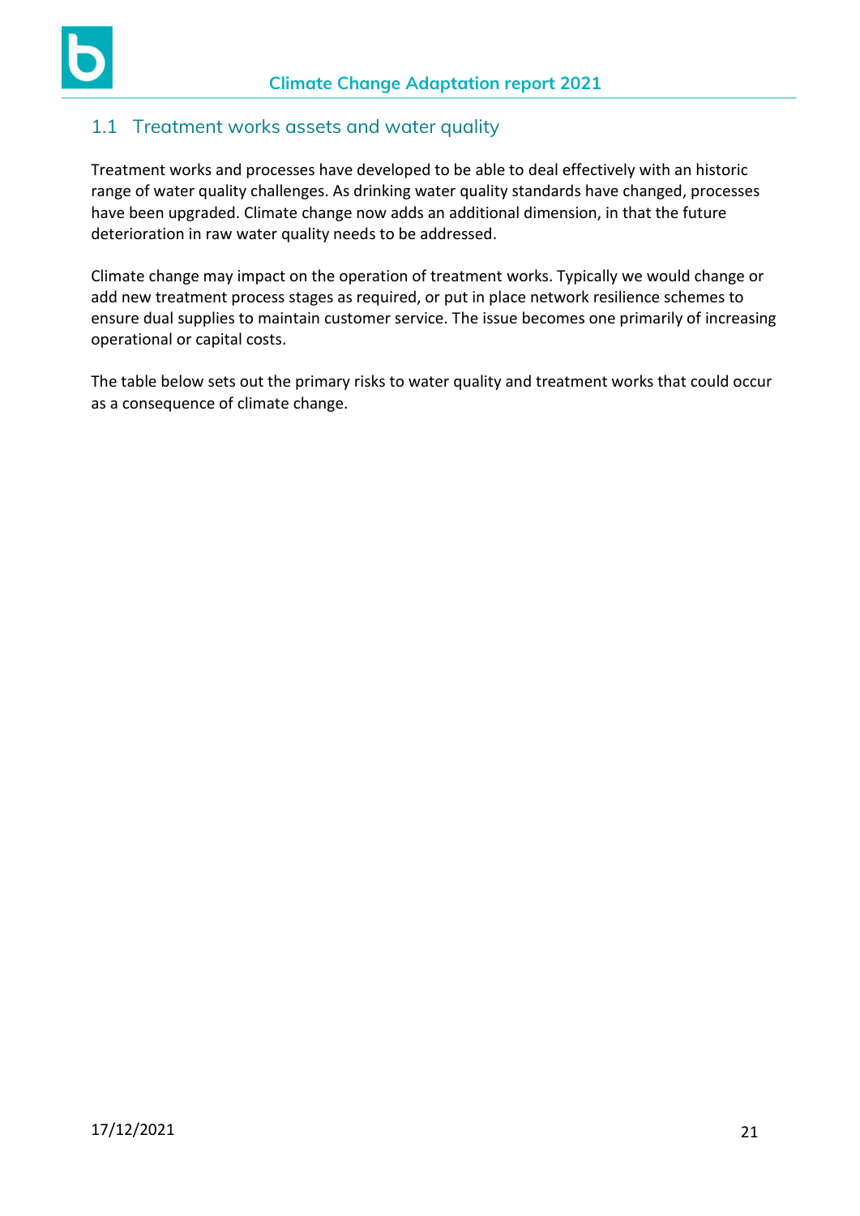## 1.1 Treatment works assets and water quality

Treatment works and processes have developed to be able to deal effectively with an historic range of water quality challenges. As drinking water quality standards have changed, processes have been upgraded. Climate change now adds an additional dimension, in that the future deterioration in raw water quality needs to be addressed.

Climate change may impact on the operation of treatment works. Typically we would change or add new treatment process stages as required, or put in place network resilience schemes to ensure dual supplies to maintain customer service. The issue becomes one primarily of increasing operational or capital costs.

The table below sets out the primary risks to water quality and treatment works that could occur as a consequence of climate change.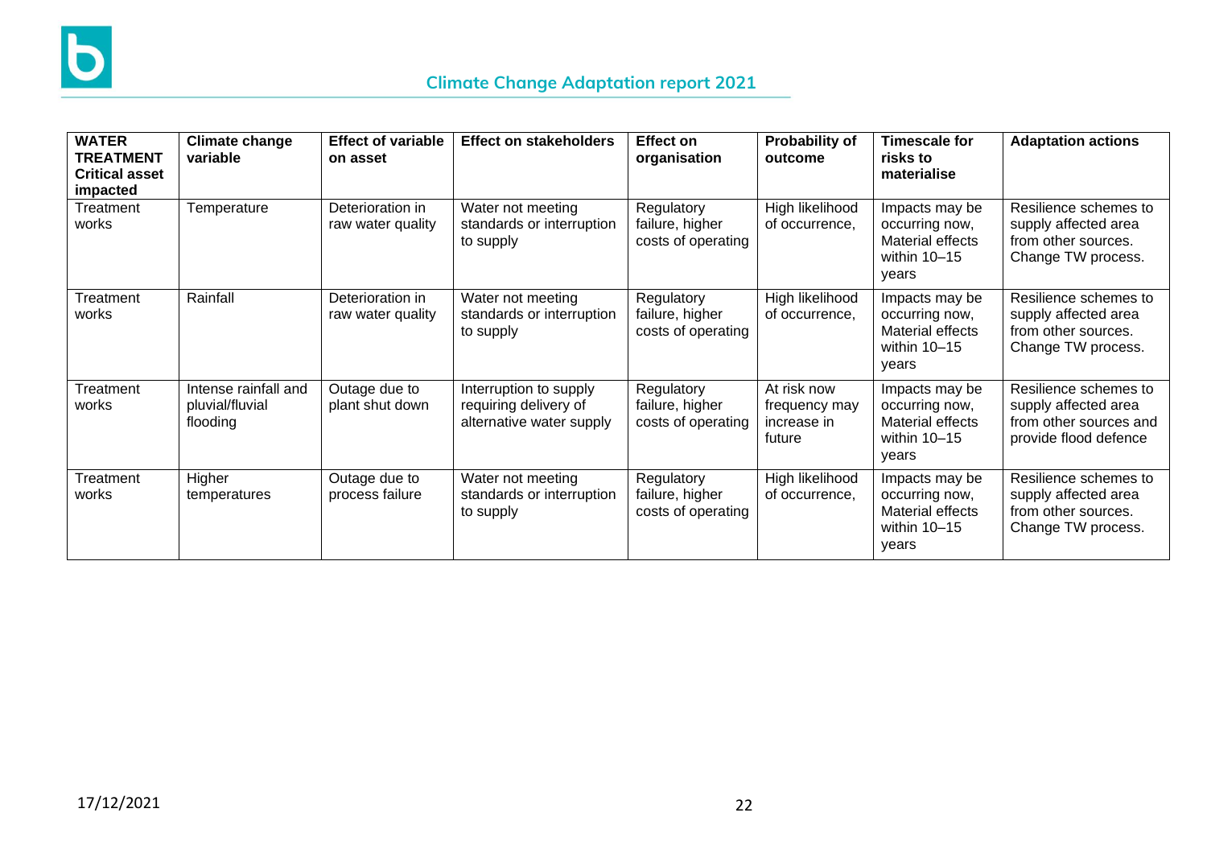| WATER TREATMENT Critical asset impacted | Climate change variable | Effect of variable on asset | Effect on stakeholders | Effect on organisation | Probability of outcome | Timescale for risks to materialise | Adaptation actions |
|---|---|---|---|---|---|---|---|
| Treatment works | Temperature | Deterioration in raw water quality | Water not meeting standards or interruption to supply | Regulatory failure, higher costs of operating | High likelihood of occurrence, | Impacts may be occurring now, Material effects within 10–15 years | Resilience schemes to supply affected area from other sources. Change TW process. |
| Treatment works | Rainfall | Deterioration in raw water quality | Water not meeting standards or interruption to supply | Regulatory failure, higher costs of operating | High likelihood of occurrence, | Impacts may be occurring now, Material effects within 10–15 years | Resilience schemes to supply affected area from other sources. Change TW process. |
| Treatment works | Intense rainfall and pluvial/fluvial flooding | Outage due to plant shut down | Interruption to supply requiring delivery of alternative water supply | Regulatory failure, higher costs of operating | At risk now frequency may increase in future | Impacts may be occurring now, Material effects within 10–15 years | Resilience schemes to supply affected area from other sources and provide flood defence |
| Treatment works | Higher temperatures | Outage due to process failure | Water not meeting standards or interruption to supply | Regulatory failure, higher costs of operating | High likelihood of occurrence, | Impacts may be occurring now, Material effects within 10–15 years | Resilience schemes to supply affected area from other sources. Change TW process. |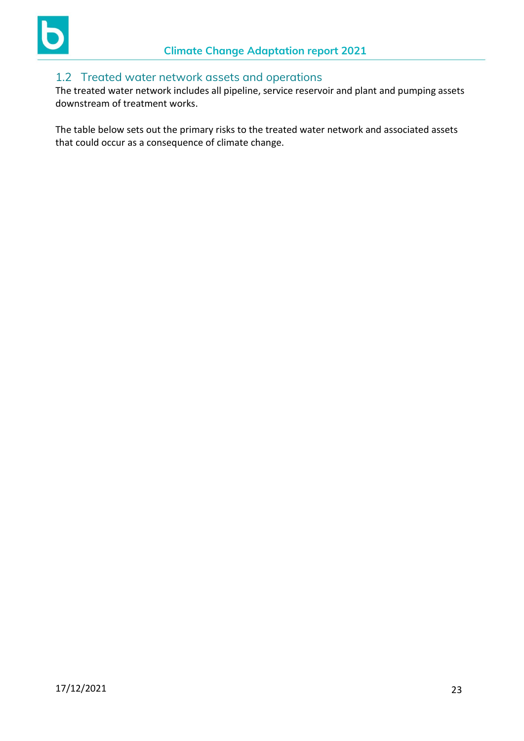## 1.2 Treated water network assets and operations

The treated water network includes all pipeline, service reservoir and plant and pumping assets downstream of treatment works.

The table below sets out the primary risks to the treated water network and associated assets that could occur as a consequence of climate change.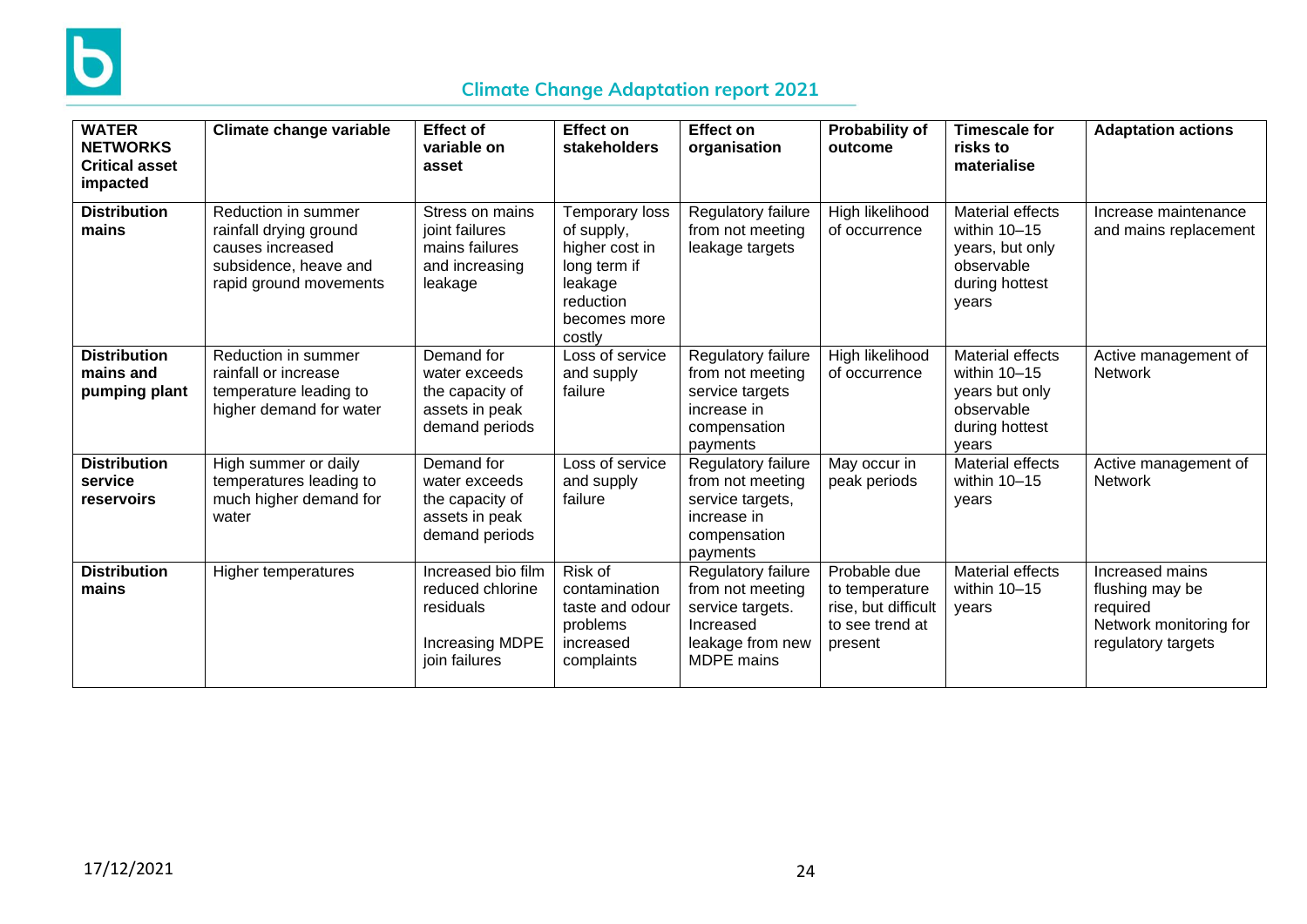| **WATER NETWORKS Critical asset impacted** | **Climate change variable** | **Effect of variable on asset** | **Effect on stakeholders** | **Effect on organisation** | **Probability of outcome** | **Timescale for risks to materialise** | **Adaptation actions** |
|---|---|---|---|---|---|---|---|
| **Distribution mains** | Reduction in summer rainfall drying ground causes increased subsidence, heave and rapid ground movements | Stress on mains joint failures mains failures and increasing leakage | Temporary loss of supply, higher cost in long term if leakage reduction becomes more costly | Regulatory failure from not meeting leakage targets | High likelihood of occurrence | Material effects within 10–15 years, but only observable during hottest years | Increase maintenance and mains replacement |
| **Distribution mains and pumping plant** | Reduction in summer rainfall or increase temperature leading to higher demand for water | Demand for water exceeds the capacity of assets in peak demand periods | Loss of service and supply failure | Regulatory failure from not meeting service targets increase in compensation payments | High likelihood of occurrence | Material effects within 10–15 years but only observable during hottest years | Active management of Network |
| **Distribution service reservoirs** | High summer or daily temperatures leading to much higher demand for water | Demand for water exceeds the capacity of assets in peak demand periods | Loss of service and supply failure | Regulatory failure from not meeting service targets, increase in compensation payments | May occur in peak periods | Material effects within 10–15 years | Active management of Network |
| **Distribution mains** | Higher temperatures | Increased bio film reduced chlorine residuals<br><br>Increasing MDPE join failures | Risk of contamination taste and odour problems increased complaints | Regulatory failure from not meeting service targets. Increased leakage from new MDPE mains | Probable due to temperature rise, but difficult to see trend at present | Material effects within 10–15 years | Increased mains flushing may be required<br>Network monitoring for regulatory targets |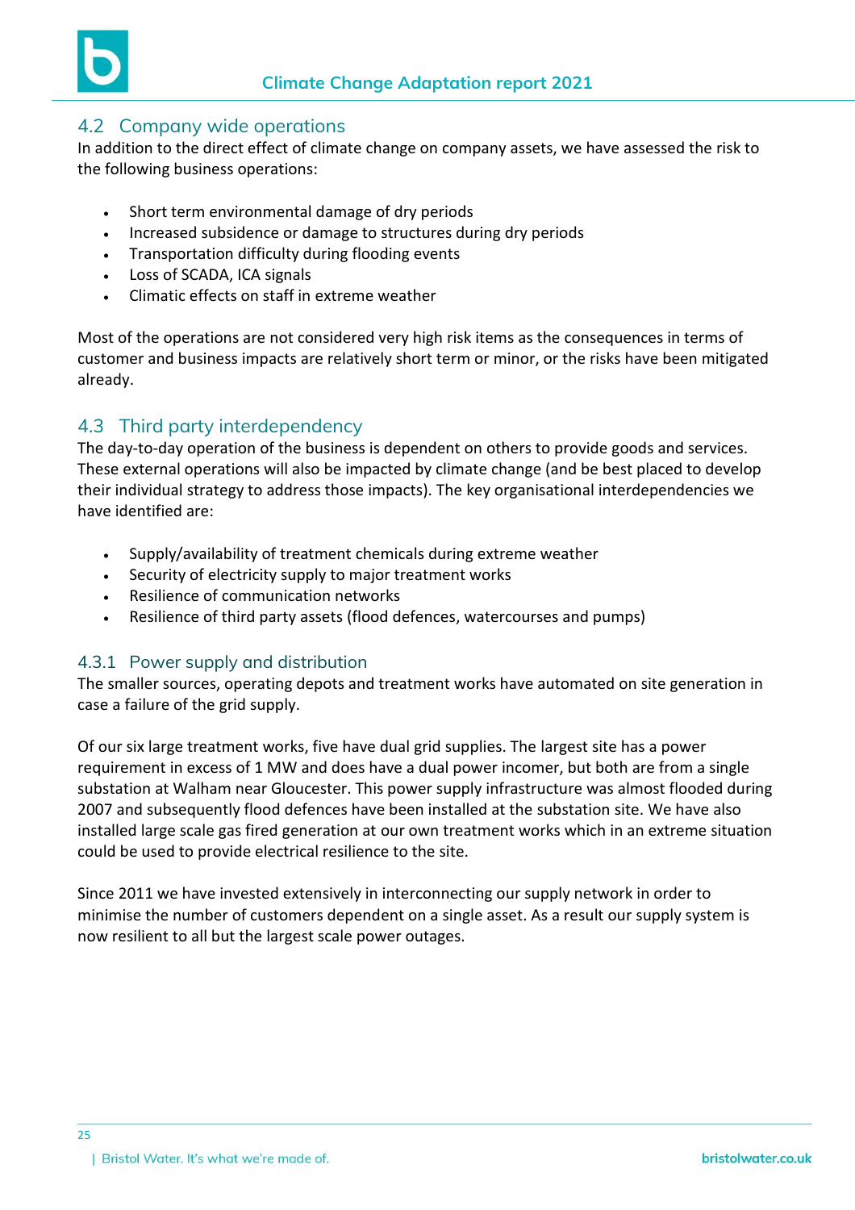## 4.2 Company wide operations

In addition to the direct effect of climate change on company assets, we have assessed the risk to the following business operations:

- Short term environmental damage of dry periods
- Increased subsidence or damage to structures during dry periods
- Transportation difficulty during flooding events
- Loss of SCADA, ICA signals
- Climatic effects on staff in extreme weather

Most of the operations are not considered very high risk items as the consequences in terms of customer and business impacts are relatively short term or minor, or the risks have been mitigated already.

## 4.3 Third party interdependency

The day-to-day operation of the business is dependent on others to provide goods and services. These external operations will also be impacted by climate change (and be best placed to develop their individual strategy to address those impacts). The key organisational interdependencies we have identified are:

- Supply/availability of treatment chemicals during extreme weather
- Security of electricity supply to major treatment works
- Resilience of communication networks
- Resilience of third party assets (flood defences, watercourses and pumps)

### 4.3.1 Power supply and distribution

The smaller sources, operating depots and treatment works have automated on site generation in case a failure of the grid supply.

Of our six large treatment works, five have dual grid supplies. The largest site has a power requirement in excess of 1 MW and does have a dual power incomer, but both are from a single substation at Walham near Gloucester. This power supply infrastructure was almost flooded during 2007 and subsequently flood defences have been installed at the substation site. We have also installed large scale gas fired generation at our own treatment works which in an extreme situation could be used to provide electrical resilience to the site.

Since 2011 we have invested extensively in interconnecting our supply network in order to minimise the number of customers dependent on a single asset. As a result our supply system is now resilient to all but the largest scale power outages.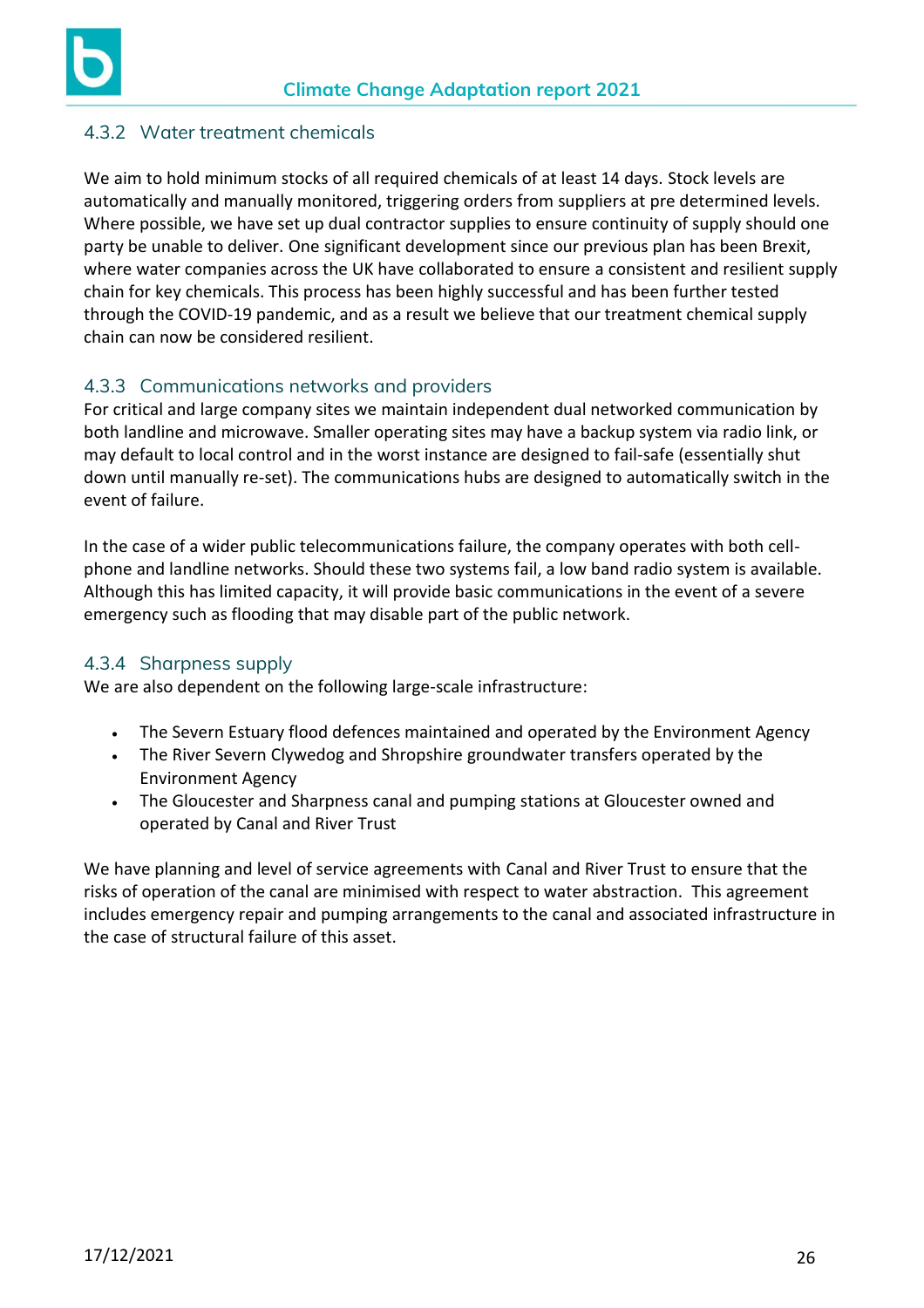### 4.3.2 Water treatment chemicals

We aim to hold minimum stocks of all required chemicals of at least 14 days. Stock levels are automatically and manually monitored, triggering orders from suppliers at pre determined levels. Where possible, we have set up dual contractor supplies to ensure continuity of supply should one party be unable to deliver. One significant development since our previous plan has been Brexit, where water companies across the UK have collaborated to ensure a consistent and resilient supply chain for key chemicals. This process has been highly successful and has been further tested through the COVID-19 pandemic, and as a result we believe that our treatment chemical supply chain can now be considered resilient.

### 4.3.3 Communications networks and providers

For critical and large company sites we maintain independent dual networked communication by both landline and microwave. Smaller operating sites may have a backup system via radio link, or may default to local control and in the worst instance are designed to fail-safe (essentially shut down until manually re-set). The communications hubs are designed to automatically switch in the event of failure.

In the case of a wider public telecommunications failure, the company operates with both cell-phone and landline networks. Should these two systems fail, a low band radio system is available. Although this has limited capacity, it will provide basic communications in the event of a severe emergency such as flooding that may disable part of the public network.

### 4.3.4 Sharpness supply

We are also dependent on the following large-scale infrastructure:

- The Severn Estuary flood defences maintained and operated by the Environment Agency
- The River Severn Clywedog and Shropshire groundwater transfers operated by the Environment Agency
- The Gloucester and Sharpness canal and pumping stations at Gloucester owned and operated by Canal and River Trust

We have planning and level of service agreements with Canal and River Trust to ensure that the risks of operation of the canal are minimised with respect to water abstraction. This agreement includes emergency repair and pumping arrangements to the canal and associated infrastructure in the case of structural failure of this asset.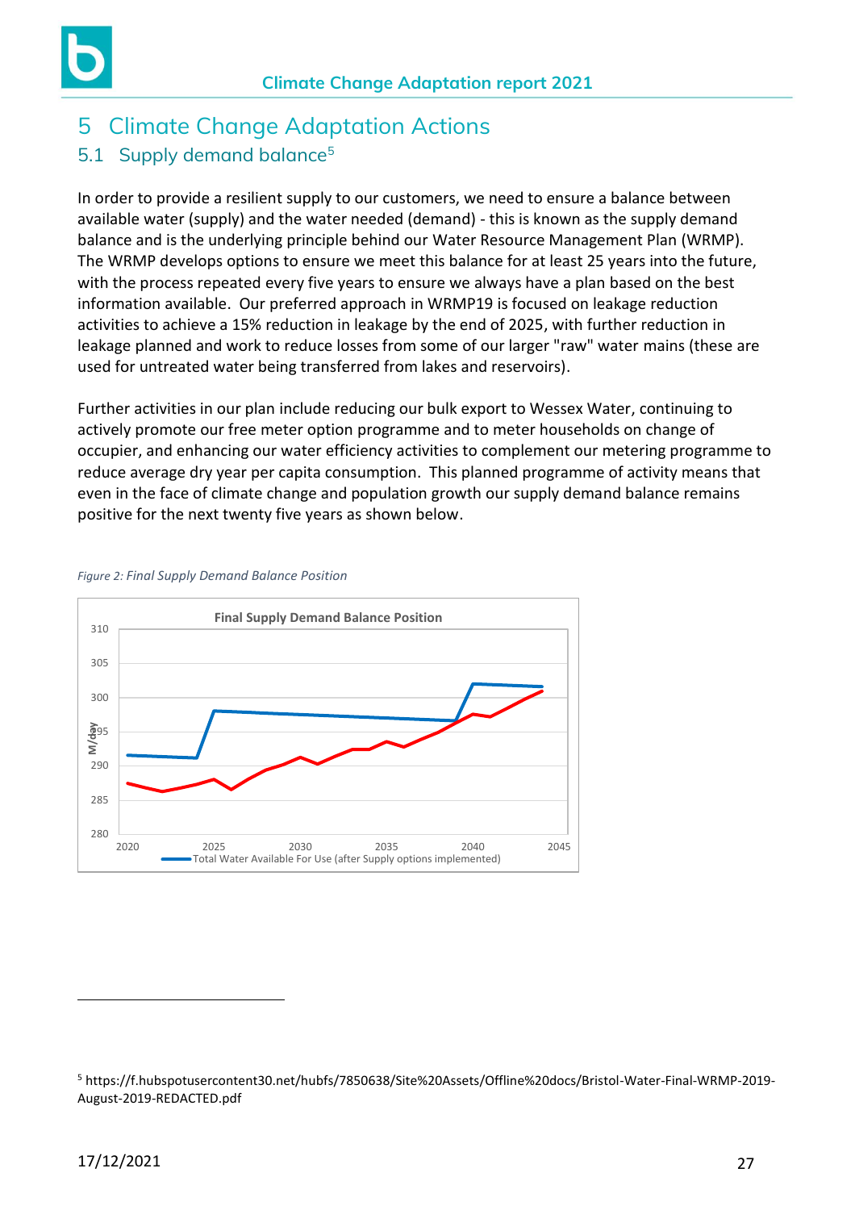# 5 Climate Change Adaptation Actions

## 5.1 Supply demand balance[5]

In order to provide a resilient supply to our customers, we need to ensure a balance between available water (supply) and the water needed (demand) - this is known as the supply demand balance and is the underlying principle behind our Water Resource Management Plan (WRMP). The WRMP develops options to ensure we meet this balance for at least 25 years into the future, with the process repeated every five years to ensure we always have a plan based on the best information available. Our preferred approach in WRMP19 is focused on leakage reduction activities to achieve a 15% reduction in leakage by the end of 2025, with further reduction in leakage planned and work to reduce losses from some of our larger "raw" water mains (these are used for untreated water being transferred from lakes and reservoirs).

Further activities in our plan include reducing our bulk export to Wessex Water, continuing to actively promote our free meter option programme and to meter households on change of occupier, and enhancing our water efficiency activities to complement our metering programme to reduce average dry year per capita consumption. This planned programme of activity means that even in the face of climate change and population growth our supply demand balance remains positive for the next twenty five years as shown below.

*Figure 2: Final Supply Demand Balance Position*

Final Supply Demand Balance Position

Ml/day: 280, 285, 290, 295, 300, 305, 310

2020, 2025, 2030, 2035, 2040, 2045

Total Water Available For Use (after Supply options implemented)

---

[5] https://f.hubspotusercontent30.net/hubfs/7850638/Site%20Assets/Offline%20docs/Bristol-Water-Final-WRMP-2019-August-2019-REDACTED.pdf

17/12/2021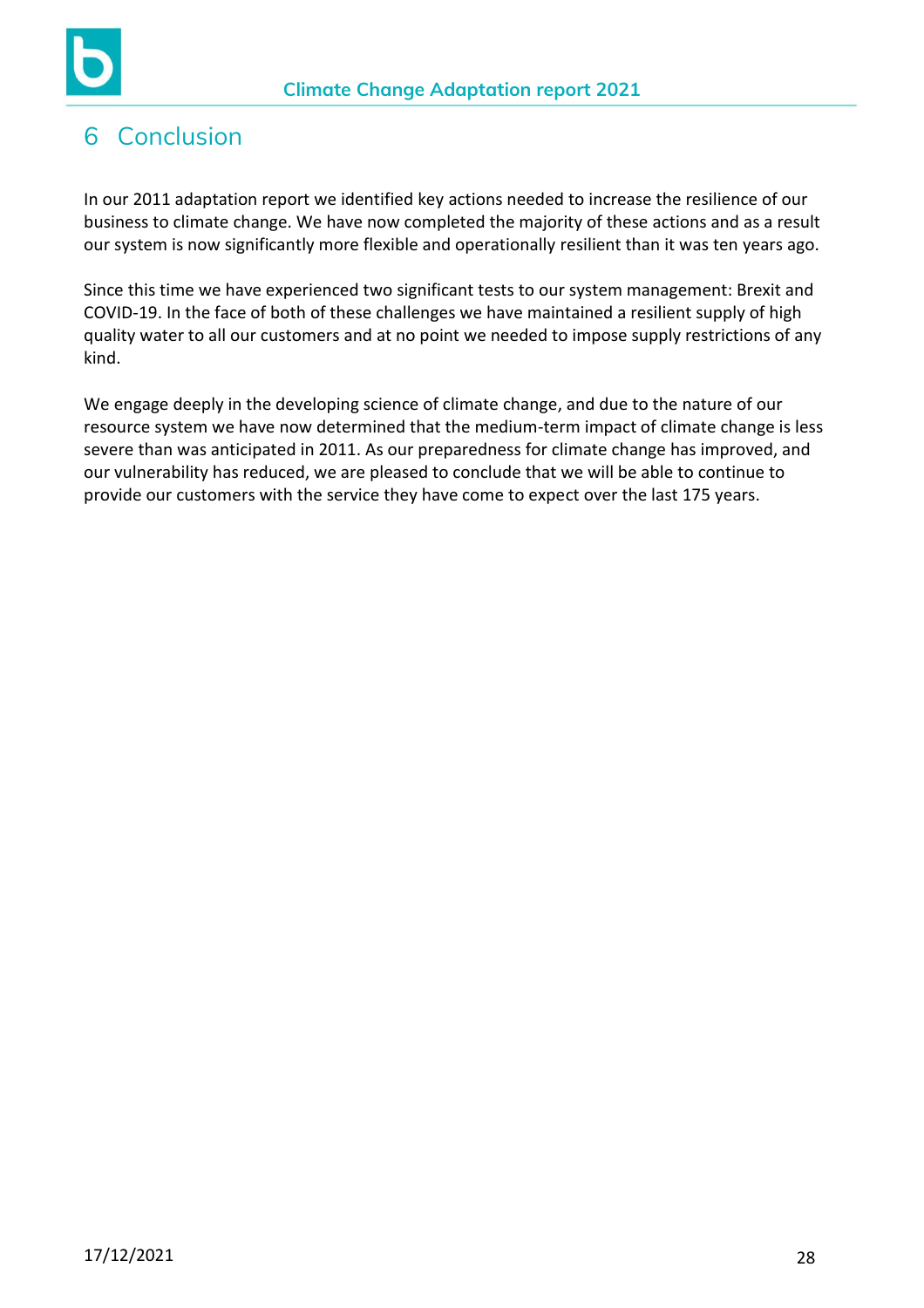# 6 Conclusion

In our 2011 adaptation report we identified key actions needed to increase the resilience of our business to climate change. We have now completed the majority of these actions and as a result our system is now significantly more flexible and operationally resilient than it was ten years ago.

Since this time we have experienced two significant tests to our system management: Brexit and COVID-19. In the face of both of these challenges we have maintained a resilient supply of high quality water to all our customers and at no point we needed to impose supply restrictions of any kind.

We engage deeply in the developing science of climate change, and due to the nature of our resource system we have now determined that the medium-term impact of climate change is less severe than was anticipated in 2011. As our preparedness for climate change has improved, and our vulnerability has reduced, we are pleased to conclude that we will be able to continue to provide our customers with the service they have come to expect over the last 175 years.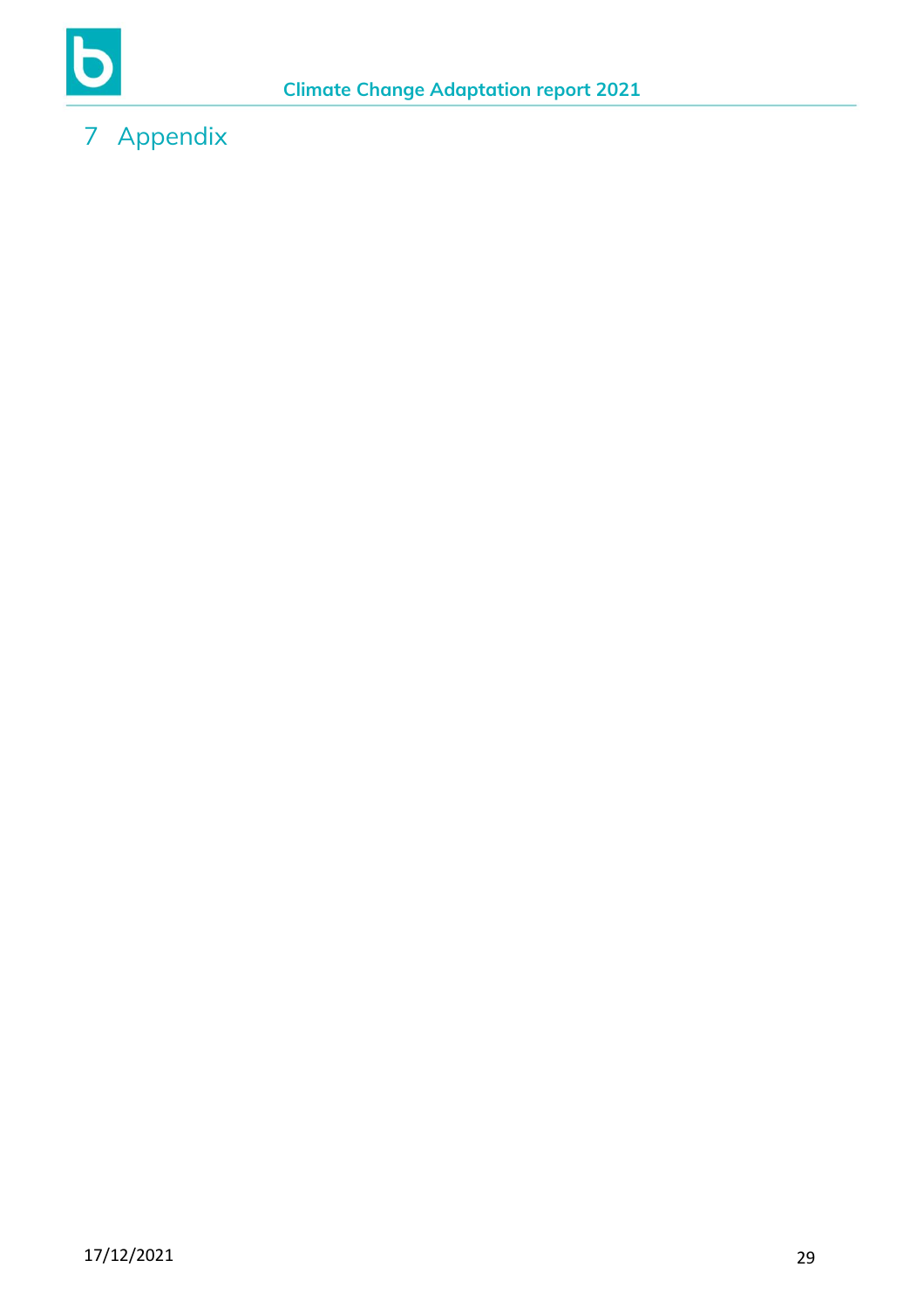# 7 Appendix